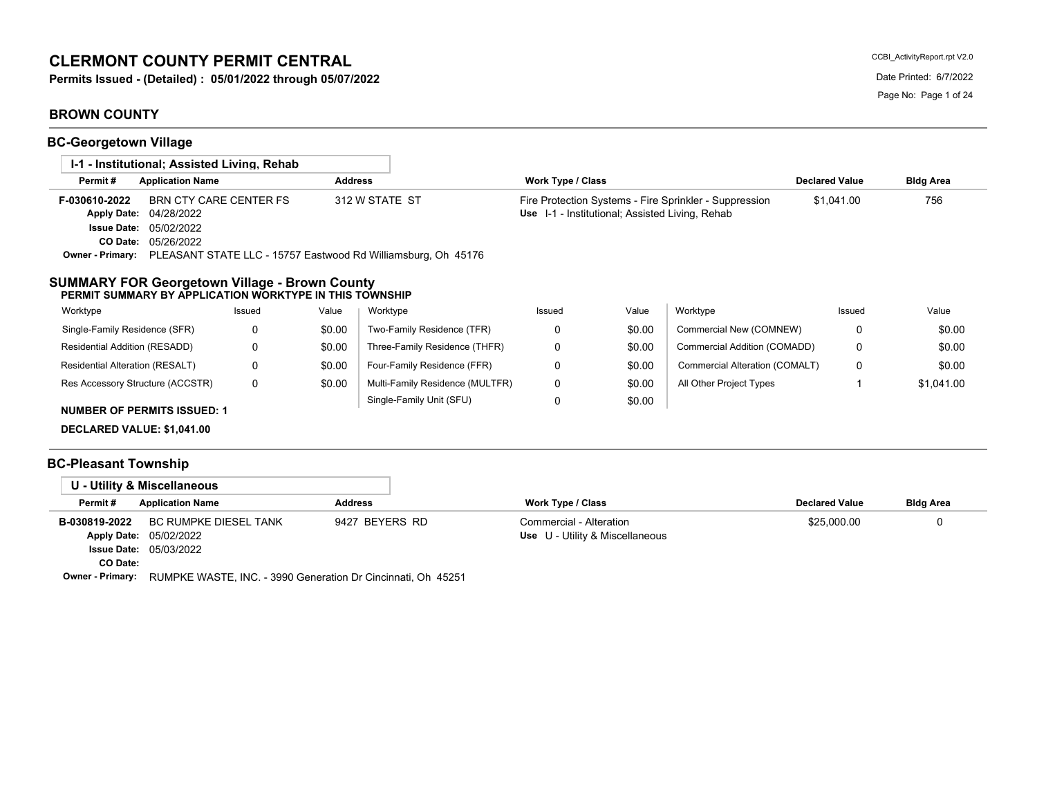# CLERMONT COUNTY PERMIT CENTRAL

**Permits Issued - (Detailed) : 05/01/2022 through 05/07/2022**

CCBI_ActivityReport.rpt V2.0

Date Printed: 6/7/2022

## BROWN COUNTY

### BC-Georgetown Village

**I-1 - Institutional; Assisted Living, Rehab**

| Permit # | Application Name | Address | Work Type / Class | Declared Value | Bldg Area |
|---|---|---|---|---|---|
| F-030610-2022 | BRN CTY CARE CENTER FS | 312 W STATE ST | Fire Protection Systems - Fire Sprinkler - Suppression<br>Use I-1 - Institutional; Assisted Living, Rehab | $1,041.00 | 756 |

**Apply Date:** 04/28/2022
**Issue Date:** 05/02/2022
**CO Date:** 05/26/2022
**Owner - Primary:** PLEASANT STATE LLC - 15757 Eastwood Rd Williamsburg, Oh 45176

### SUMMARY FOR Georgetown Village - Brown County

**PERMIT SUMMARY BY APPLICATION WORKTYPE IN THIS TOWNSHIP**

| Worktype | Issued | Value | Worktype | Issued | Value | Worktype | Issued | Value |
|---|---|---|---|---|---|---|---|---|
| Single-Family Residence (SFR) | 0 | $0.00 | Two-Family Residence (TFR) | 0 | $0.00 | Commercial New (COMNEW) | 0 | $0.00 |
| Residential Addition (RESADD) | 0 | $0.00 | Three-Family Residence (THFR) | 0 | $0.00 | Commercial Addition (COMADD) | 0 | $0.00 |
| Residential Alteration (RESALT) | 0 | $0.00 | Four-Family Residence (FFR) | 0 | $0.00 | Commercial Alteration (COMALT) | 0 | $0.00 |
| Res Accessory Structure (ACCSTR) | 0 | $0.00 | Multi-Family Residence (MULTFR) | 0 | $0.00 | All Other Project Types | 1 | $1,041.00 |
| | | | Single-Family Unit (SFU) | 0 | $0.00 | | | |

**NUMBER OF PERMITS ISSUED: 1**

**DECLARED VALUE: $1,041.00**

### BC-Pleasant Township

**U - Utility & Miscellaneous**

| Permit # | Application Name | Address | Work Type / Class | Declared Value | Bldg Area |
|---|---|---|---|---|---|
| B-030819-2022 | BC RUMPKE DIESEL TANK | 9427 BEYERS RD | Commercial - Alteration<br>Use U - Utility & Miscellaneous | $25,000.00 | 0 |

**Apply Date:** 05/02/2022
**Issue Date:** 05/03/2022
**CO Date:**
**Owner - Primary:** RUMPKE WASTE, INC. - 3990 Generation Dr Cincinnati, Oh 45251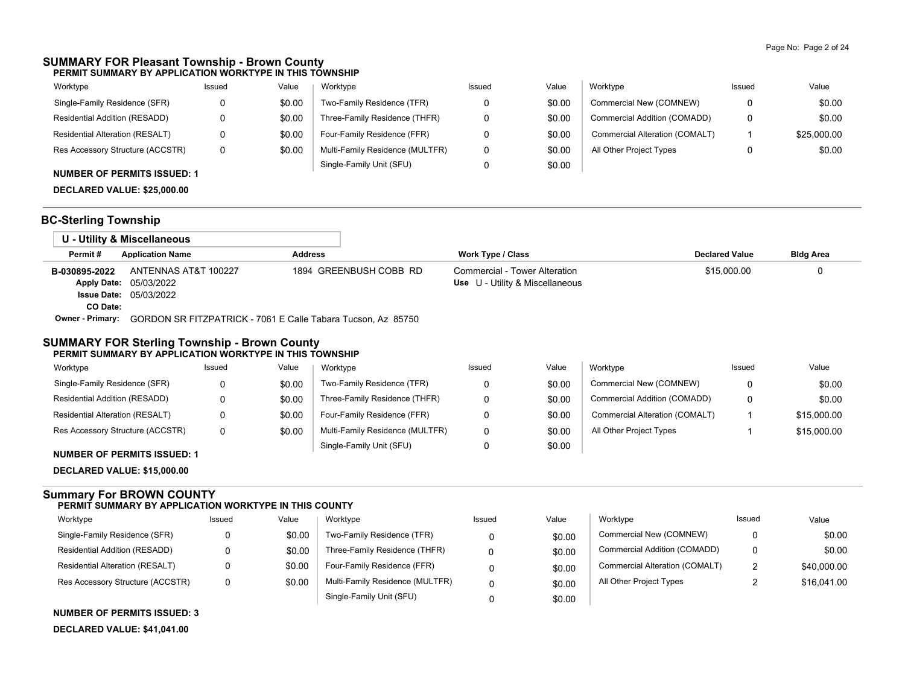## SUMMARY FOR Pleasant Township - Brown County

**PERMIT SUMMARY BY APPLICATION WORKTYPE IN THIS TOWNSHIP**

| Worktype | Issued | Value | Worktype | Issued | Value | Worktype | Issued | Value |
|---|---|---|---|---|---|---|---|---|
| Single-Family Residence (SFR) | 0 | $0.00 | Two-Family Residence (TFR) | 0 | $0.00 | Commercial New (COMNEW) | 0 | $0.00 |
| Residential Addition (RESADD) | 0 | $0.00 | Three-Family Residence (THFR) | 0 | $0.00 | Commercial Addition (COMADD) | 0 | $0.00 |
| Residential Alteration (RESALT) | 0 | $0.00 | Four-Family Residence (FFR) | 0 | $0.00 | Commercial Alteration (COMALT) | 1 | $25,000.00 |
| Res Accessory Structure (ACCSTR) | 0 | $0.00 | Multi-Family Residence (MULTFR) | 0 | $0.00 | All Other Project Types | 0 | $0.00 |
| | | | Single-Family Unit (SFU) | 0 | $0.00 | | | |

**NUMBER OF PERMITS ISSUED: 1**

**DECLARED VALUE: $25,000.00**

## BC-Sterling Township

### U - Utility & Miscellaneous

| Permit # | Application Name | Address | Work Type / Class | Declared Value | Bldg Area |
|---|---|---|---|---|---|
| B-030895-2022 | ANTENNAS AT&T 100227 | 1894 GREENBUSH COBB RD | Commercial - Tower Alteration<br>**Use** U - Utility & Miscellaneous | $15,000.00 | 0 |

**Apply Date:** 05/03/2022
**Issue Date:** 05/03/2022
**CO Date:**
**Owner - Primary:** GORDON SR FITZPATRICK - 7061 E Calle Tabara Tucson, Az 85750

## SUMMARY FOR Sterling Township - Brown County

**PERMIT SUMMARY BY APPLICATION WORKTYPE IN THIS TOWNSHIP**

| Worktype | Issued | Value | Worktype | Issued | Value | Worktype | Issued | Value |
|---|---|---|---|---|---|---|---|---|
| Single-Family Residence (SFR) | 0 | $0.00 | Two-Family Residence (TFR) | 0 | $0.00 | Commercial New (COMNEW) | 0 | $0.00 |
| Residential Addition (RESADD) | 0 | $0.00 | Three-Family Residence (THFR) | 0 | $0.00 | Commercial Addition (COMADD) | 0 | $0.00 |
| Residential Alteration (RESALT) | 0 | $0.00 | Four-Family Residence (FFR) | 0 | $0.00 | Commercial Alteration (COMALT) | 1 | $15,000.00 |
| Res Accessory Structure (ACCSTR) | 0 | $0.00 | Multi-Family Residence (MULTFR) | 0 | $0.00 | All Other Project Types | 1 | $15,000.00 |
| | | | Single-Family Unit (SFU) | 0 | $0.00 | | | |

**NUMBER OF PERMITS ISSUED: 1**

**DECLARED VALUE: $15,000.00**

## Summary For BROWN COUNTY

**PERMIT SUMMARY BY APPLICATION WORKTYPE IN THIS COUNTY**

| Worktype | Issued | Value | Worktype | Issued | Value | Worktype | Issued | Value |
|---|---|---|---|---|---|---|---|---|
| Single-Family Residence (SFR) | 0 | $0.00 | Two-Family Residence (TFR) | 0 | $0.00 | Commercial New (COMNEW) | 0 | $0.00 |
| Residential Addition (RESADD) | 0 | $0.00 | Three-Family Residence (THFR) | 0 | $0.00 | Commercial Addition (COMADD) | 0 | $0.00 |
| Residential Alteration (RESALT) | 0 | $0.00 | Four-Family Residence (FFR) | 0 | $0.00 | Commercial Alteration (COMALT) | 2 | $40,000.00 |
| Res Accessory Structure (ACCSTR) | 0 | $0.00 | Multi-Family Residence (MULTFR) | 0 | $0.00 | All Other Project Types | 2 | $16,041.00 |
| | | | Single-Family Unit (SFU) | 0 | $0.00 | | | |

**NUMBER OF PERMITS ISSUED: 3**

**DECLARED VALUE: $41,041.00**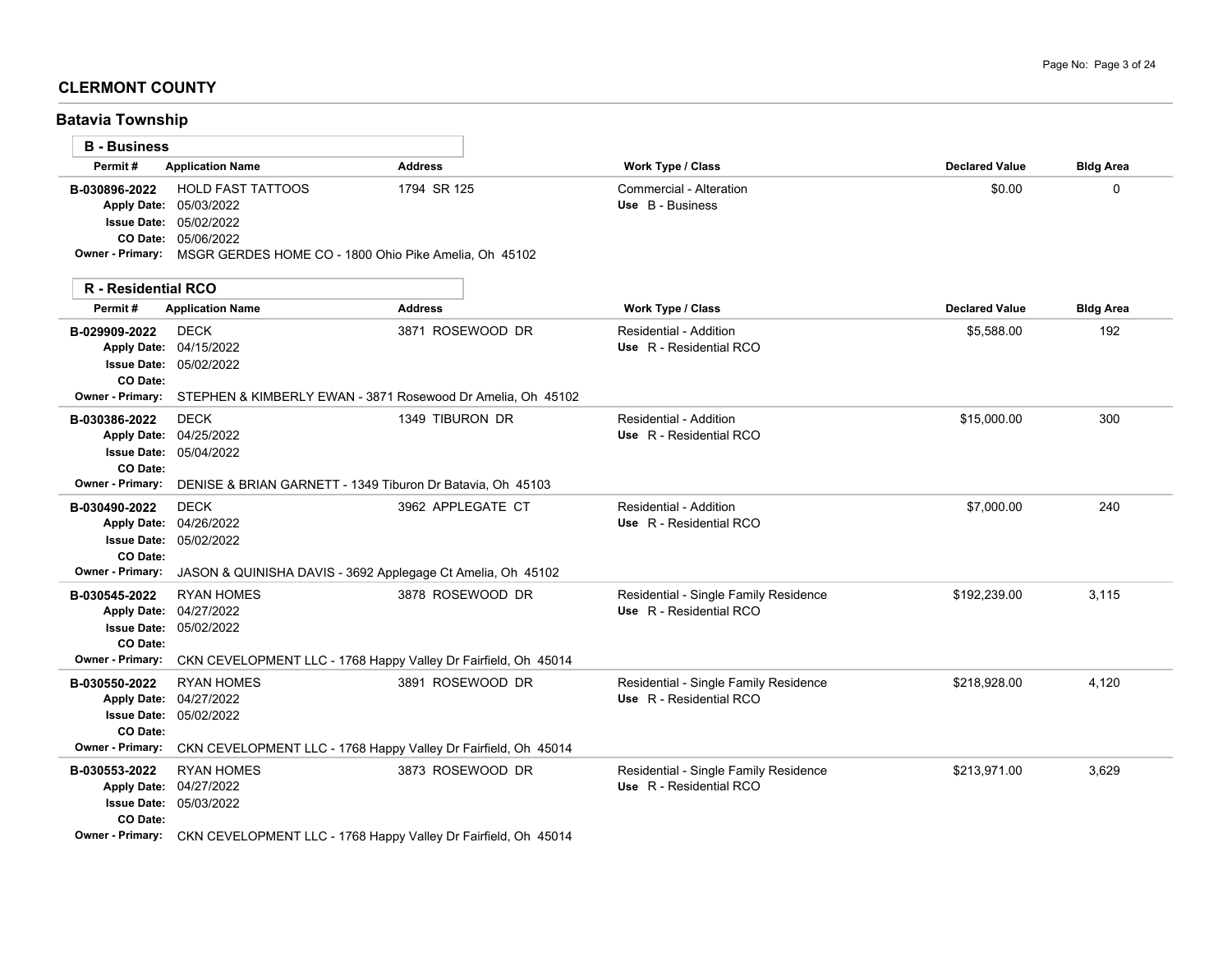## CLERMONT COUNTY

### Batavia Township

#### B - Business

| Permit # | Application Name | Address | Work Type / Class | Declared Value | Bldg Area |
|---|---|---|---|---|---|
| B-030896-2022 | HOLD FAST TATTOOS | 1794 SR 125 | Commercial - Alteration<br>Use B - Business | $0.00 | 0 |

Apply Date: 05/03/2022
Issue Date: 05/02/2022
CO Date: 05/06/2022
Owner - Primary: MSGR GERDES HOME CO - 1800 Ohio Pike Amelia, Oh 45102

#### R - Residential RCO

| Permit # | Application Name | Address | Work Type / Class | Declared Value | Bldg Area |
|---|---|---|---|---|---|
| B-029909-2022 | DECK | 3871 ROSEWOOD DR | Residential - Addition<br>Use R - Residential RCO | $5,588.00 | 192 |

Apply Date: 04/15/2022
Issue Date: 05/02/2022
CO Date:
Owner - Primary: STEPHEN & KIMBERLY EWAN - 3871 Rosewood Dr Amelia, Oh 45102

| Permit # | Application Name | Address | Work Type / Class | Declared Value | Bldg Area |
|---|---|---|---|---|---|
| B-030386-2022 | DECK | 1349 TIBURON DR | Residential - Addition<br>Use R - Residential RCO | $15,000.00 | 300 |

Apply Date: 04/25/2022
Issue Date: 05/04/2022
CO Date:
Owner - Primary: DENISE & BRIAN GARNETT - 1349 Tiburon Dr Batavia, Oh 45103

| Permit # | Application Name | Address | Work Type / Class | Declared Value | Bldg Area |
|---|---|---|---|---|---|
| B-030490-2022 | DECK | 3962 APPLEGATE CT | Residential - Addition<br>Use R - Residential RCO | $7,000.00 | 240 |

Apply Date: 04/26/2022
Issue Date: 05/02/2022
CO Date:
Owner - Primary: JASON & QUINISHA DAVIS - 3692 Applegage Ct Amelia, Oh 45102

| Permit # | Application Name | Address | Work Type / Class | Declared Value | Bldg Area |
|---|---|---|---|---|---|
| B-030545-2022 | RYAN HOMES | 3878 ROSEWOOD DR | Residential - Single Family Residence<br>Use R - Residential RCO | $192,239.00 | 3,115 |

Apply Date: 04/27/2022
Issue Date: 05/02/2022
CO Date:
Owner - Primary: CKN CEVELOPMENT LLC - 1768 Happy Valley Dr Fairfield, Oh 45014

| Permit # | Application Name | Address | Work Type / Class | Declared Value | Bldg Area |
|---|---|---|---|---|---|
| B-030550-2022 | RYAN HOMES | 3891 ROSEWOOD DR | Residential - Single Family Residence<br>Use R - Residential RCO | $218,928.00 | 4,120 |

Apply Date: 04/27/2022
Issue Date: 05/02/2022
CO Date:
Owner - Primary: CKN CEVELOPMENT LLC - 1768 Happy Valley Dr Fairfield, Oh 45014

| Permit # | Application Name | Address | Work Type / Class | Declared Value | Bldg Area |
|---|---|---|---|---|---|
| B-030553-2022 | RYAN HOMES | 3873 ROSEWOOD DR | Residential - Single Family Residence<br>Use R - Residential RCO | $213,971.00 | 3,629 |

Apply Date: 04/27/2022
Issue Date: 05/03/2022
CO Date:
Owner - Primary: CKN CEVELOPMENT LLC - 1768 Happy Valley Dr Fairfield, Oh 45014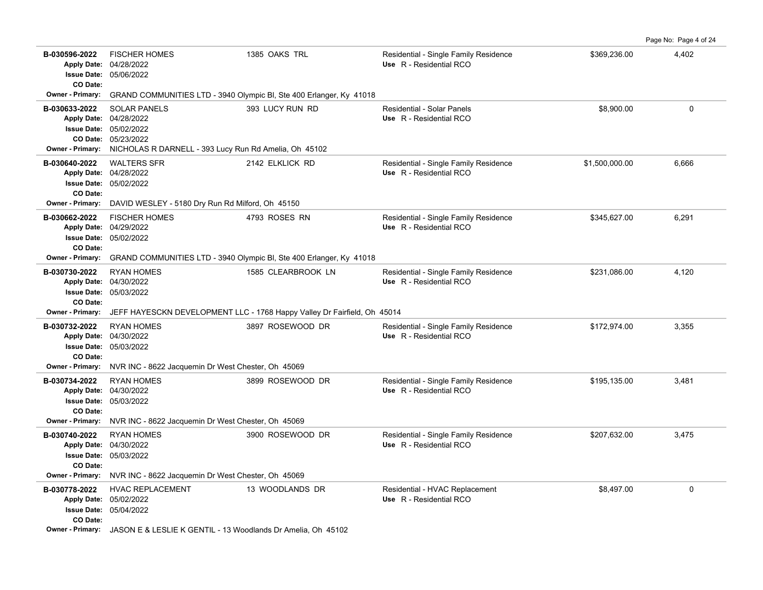| Permit # | Description | Address | Type / Use | Valuation | Sq Ft |
|---|---|---|---|---|---|
| B-030596-2022<br>Apply Date: 04/28/2022<br>Issue Date: 05/06/2022<br>CO Date: | FISCHER HOMES | 1385 OAKS TRL | Residential - Single Family Residence<br>Use R - Residential RCO | $369,236.00 | 4,402 |
| Owner - Primary: GRAND COMMUNITIES LTD - 3940 Olympic Bl, Ste 400 Erlanger, Ky 41018 | | | | | |
| B-030633-2022<br>Apply Date: 04/28/2022<br>Issue Date: 05/02/2022<br>CO Date: 05/23/2022 | SOLAR PANELS | 393 LUCY RUN RD | Residential - Solar Panels<br>Use R - Residential RCO | $8,900.00 | 0 |
| Owner - Primary: NICHOLAS R DARNELL - 393 Lucy Run Rd Amelia, Oh 45102 | | | | | |
| B-030640-2022<br>Apply Date: 04/28/2022<br>Issue Date: 05/02/2022<br>CO Date: | WALTERS SFR | 2142 ELKLICK RD | Residential - Single Family Residence<br>Use R - Residential RCO | $1,500,000.00 | 6,666 |
| Owner - Primary: DAVID WESLEY - 5180 Dry Run Rd Milford, Oh 45150 | | | | | |
| B-030662-2022<br>Apply Date: 04/29/2022<br>Issue Date: 05/02/2022<br>CO Date: | FISCHER HOMES | 4793 ROSES RN | Residential - Single Family Residence<br>Use R - Residential RCO | $345,627.00 | 6,291 |
| Owner - Primary: GRAND COMMUNITIES LTD - 3940 Olympic Bl, Ste 400 Erlanger, Ky 41018 | | | | | |
| B-030730-2022<br>Apply Date: 04/30/2022<br>Issue Date: 05/03/2022<br>CO Date: | RYAN HOMES | 1585 CLEARBROOK LN | Residential - Single Family Residence<br>Use R - Residential RCO | $231,086.00 | 4,120 |
| Owner - Primary: JEFF HAYESCKN DEVELOPMENT LLC - 1768 Happy Valley Dr Fairfield, Oh 45014 | | | | | |
| B-030732-2022<br>Apply Date: 04/30/2022<br>Issue Date: 05/03/2022<br>CO Date: | RYAN HOMES | 3897 ROSEWOOD DR | Residential - Single Family Residence<br>Use R - Residential RCO | $172,974.00 | 3,355 |
| Owner - Primary: NVR INC - 8622 Jacquemin Dr West Chester, Oh 45069 | | | | | |
| B-030734-2022<br>Apply Date: 04/30/2022<br>Issue Date: 05/03/2022<br>CO Date: | RYAN HOMES | 3899 ROSEWOOD DR | Residential - Single Family Residence<br>Use R - Residential RCO | $195,135.00 | 3,481 |
| Owner - Primary: NVR INC - 8622 Jacquemin Dr West Chester, Oh 45069 | | | | | |
| B-030740-2022<br>Apply Date: 04/30/2022<br>Issue Date: 05/03/2022<br>CO Date: | RYAN HOMES | 3900 ROSEWOOD DR | Residential - Single Family Residence<br>Use R - Residential RCO | $207,632.00 | 3,475 |
| Owner - Primary: NVR INC - 8622 Jacquemin Dr West Chester, Oh 45069 | | | | | |
| B-030778-2022<br>Apply Date: 05/02/2022<br>Issue Date: 05/04/2022<br>CO Date: | HVAC REPLACEMENT | 13 WOODLANDS DR | Residential - HVAC Replacement<br>Use R - Residential RCO | $8,497.00 | 0 |
| Owner - Primary: JASON E & LESLIE K GENTIL - 13 Woodlands Dr Amelia, Oh 45102 | | | | | |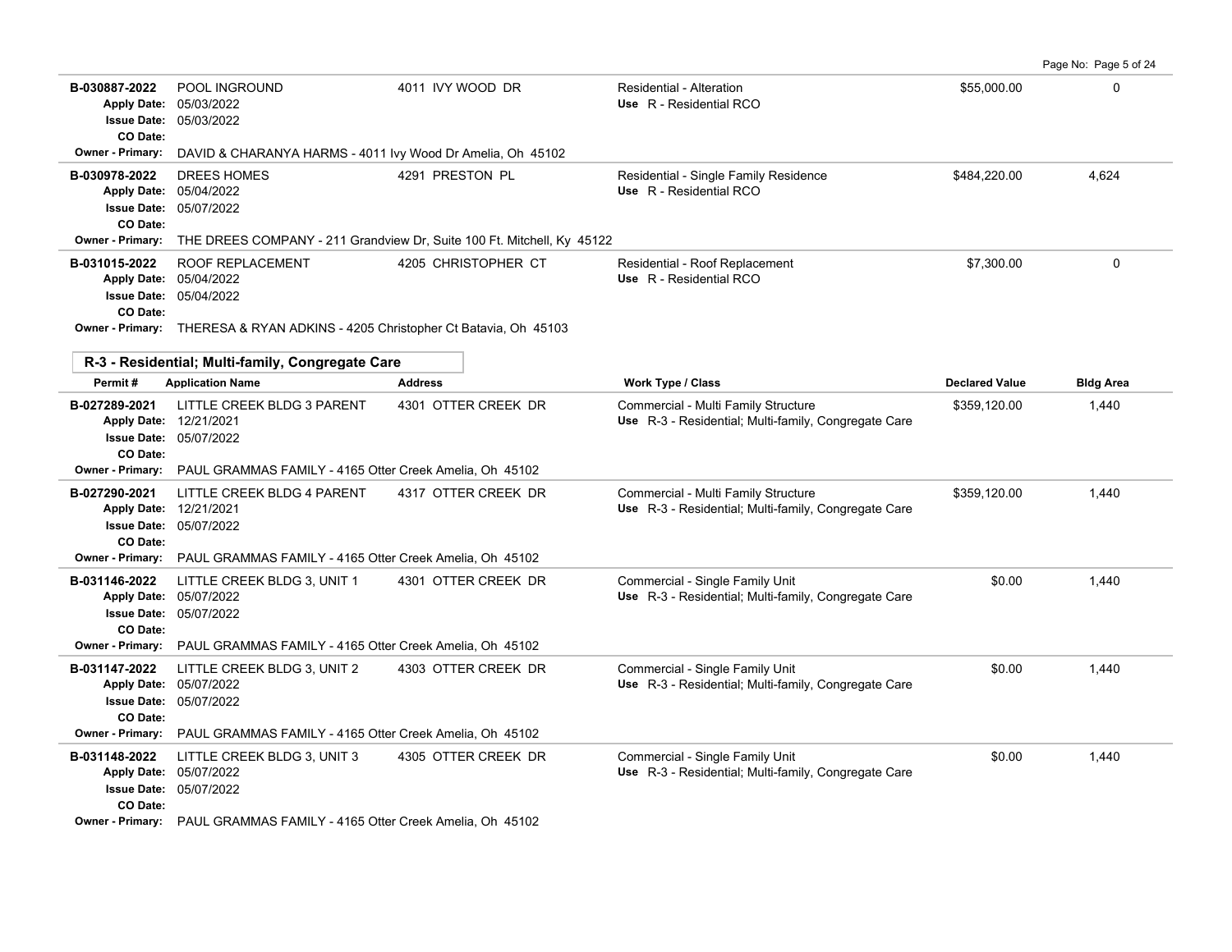| Permit # | Application Name | Address | Work Type / Class | Declared Value | Bldg Area |
|---|---|---|---|---|---|
| B-030887-2022<br>Apply Date: 05/03/2022<br>Issue Date: 05/03/2022<br>CO Date: | POOL INGROUND | 4011 IVY WOOD DR | Residential - Alteration<br>Use R - Residential RCO | $55,000.00 | 0 |
| Owner - Primary: DAVID & CHARANYA HARMS - 4011 Ivy Wood Dr Amelia, Oh 45102 | | | | | |
| B-030978-2022<br>Apply Date: 05/04/2022<br>Issue Date: 05/07/2022<br>CO Date: | DREES HOMES | 4291 PRESTON PL | Residential - Single Family Residence<br>Use R - Residential RCO | $484,220.00 | 4,624 |
| Owner - Primary: THE DREES COMPANY - 211 Grandview Dr, Suite 100 Ft. Mitchell, Ky 45122 | | | | | |
| B-031015-2022<br>Apply Date: 05/04/2022<br>Issue Date: 05/04/2022<br>CO Date: | ROOF REPLACEMENT | 4205 CHRISTOPHER CT | Residential - Roof Replacement<br>Use R - Residential RCO | $7,300.00 | 0 |
| Owner - Primary: THERESA & RYAN ADKINS - 4205 Christopher Ct Batavia, Oh 45103 | | | | | |

## R-3 - Residential; Multi-family, Congregate Care

| Permit # | Application Name | Address | Work Type / Class | Declared Value | Bldg Area |
|---|---|---|---|---|---|
| B-027289-2021<br>Apply Date: 12/21/2021<br>Issue Date: 05/07/2022<br>CO Date: | LITTLE CREEK BLDG 3 PARENT | 4301 OTTER CREEK DR | Commercial - Multi Family Structure<br>Use R-3 - Residential; Multi-family, Congregate Care | $359,120.00 | 1,440 |
| Owner - Primary: PAUL GRAMMAS FAMILY - 4165 Otter Creek Amelia, Oh 45102 | | | | | |
| B-027290-2021<br>Apply Date: 12/21/2021<br>Issue Date: 05/07/2022<br>CO Date: | LITTLE CREEK BLDG 4 PARENT | 4317 OTTER CREEK DR | Commercial - Multi Family Structure<br>Use R-3 - Residential; Multi-family, Congregate Care | $359,120.00 | 1,440 |
| Owner - Primary: PAUL GRAMMAS FAMILY - 4165 Otter Creek Amelia, Oh 45102 | | | | | |
| B-031146-2022<br>Apply Date: 05/07/2022<br>Issue Date: 05/07/2022<br>CO Date: | LITTLE CREEK BLDG 3, UNIT 1 | 4301 OTTER CREEK DR | Commercial - Single Family Unit<br>Use R-3 - Residential; Multi-family, Congregate Care | $0.00 | 1,440 |
| Owner - Primary: PAUL GRAMMAS FAMILY - 4165 Otter Creek Amelia, Oh 45102 | | | | | |
| B-031147-2022<br>Apply Date: 05/07/2022<br>Issue Date: 05/07/2022<br>CO Date: | LITTLE CREEK BLDG 3, UNIT 2 | 4303 OTTER CREEK DR | Commercial - Single Family Unit<br>Use R-3 - Residential; Multi-family, Congregate Care | $0.00 | 1,440 |
| Owner - Primary: PAUL GRAMMAS FAMILY - 4165 Otter Creek Amelia, Oh 45102 | | | | | |
| B-031148-2022<br>Apply Date: 05/07/2022<br>Issue Date: 05/07/2022<br>CO Date: | LITTLE CREEK BLDG 3, UNIT 3 | 4305 OTTER CREEK DR | Commercial - Single Family Unit<br>Use R-3 - Residential; Multi-family, Congregate Care | $0.00 | 1,440 |
| Owner - Primary: PAUL GRAMMAS FAMILY - 4165 Otter Creek Amelia, Oh 45102 | | | | | |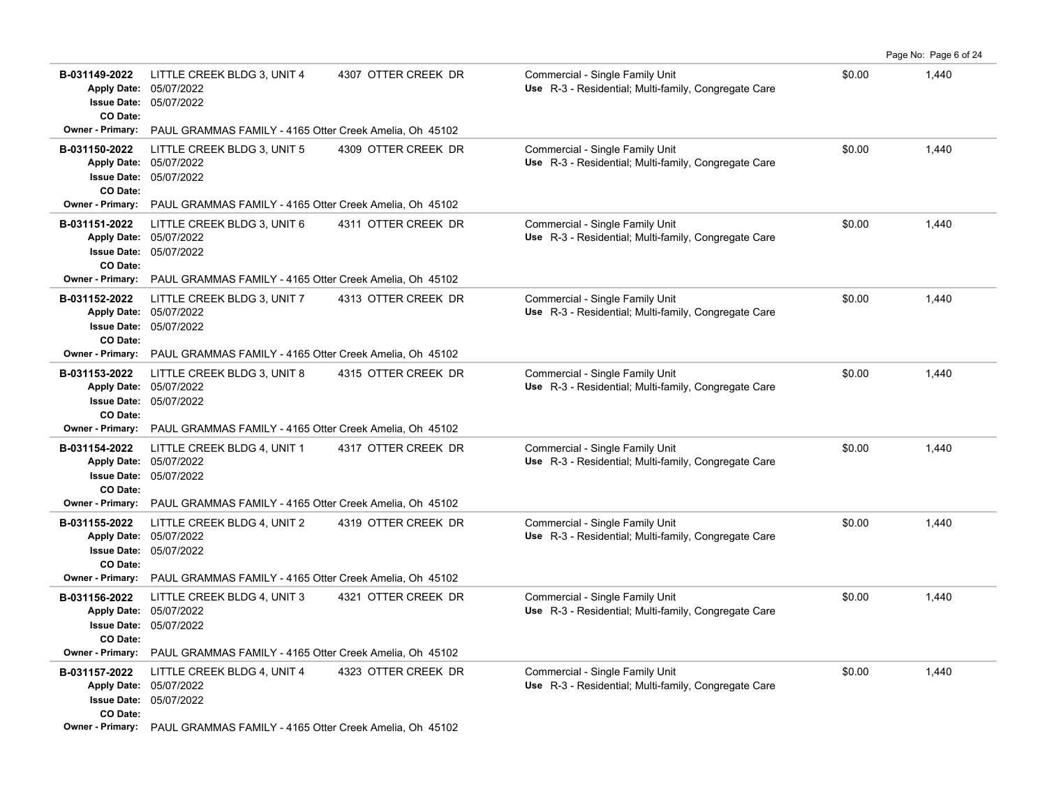| Permit | Description | Address | Type / Use | Valuation | Sq Ft |
|---|---|---|---|---|---|
| B-031149-2022<br>Apply Date: 05/07/2022<br>Issue Date: 05/07/2022<br>CO Date:<br>Owner - Primary: PAUL GRAMMAS FAMILY - 4165 Otter Creek Amelia, Oh 45102 | LITTLE CREEK BLDG 3, UNIT 4 | 4307 OTTER CREEK DR | Commercial - Single Family Unit<br>Use R-3 - Residential; Multi-family, Congregate Care | $0.00 | 1,440 |
| B-031150-2022<br>Apply Date: 05/07/2022<br>Issue Date: 05/07/2022<br>CO Date:<br>Owner - Primary: PAUL GRAMMAS FAMILY - 4165 Otter Creek Amelia, Oh 45102 | LITTLE CREEK BLDG 3, UNIT 5 | 4309 OTTER CREEK DR | Commercial - Single Family Unit<br>Use R-3 - Residential; Multi-family, Congregate Care | $0.00 | 1,440 |
| B-031151-2022<br>Apply Date: 05/07/2022<br>Issue Date: 05/07/2022<br>CO Date:<br>Owner - Primary: PAUL GRAMMAS FAMILY - 4165 Otter Creek Amelia, Oh 45102 | LITTLE CREEK BLDG 3, UNIT 6 | 4311 OTTER CREEK DR | Commercial - Single Family Unit<br>Use R-3 - Residential; Multi-family, Congregate Care | $0.00 | 1,440 |
| B-031152-2022<br>Apply Date: 05/07/2022<br>Issue Date: 05/07/2022<br>CO Date:<br>Owner - Primary: PAUL GRAMMAS FAMILY - 4165 Otter Creek Amelia, Oh 45102 | LITTLE CREEK BLDG 3, UNIT 7 | 4313 OTTER CREEK DR | Commercial - Single Family Unit<br>Use R-3 - Residential; Multi-family, Congregate Care | $0.00 | 1,440 |
| B-031153-2022<br>Apply Date: 05/07/2022<br>Issue Date: 05/07/2022<br>CO Date:<br>Owner - Primary: PAUL GRAMMAS FAMILY - 4165 Otter Creek Amelia, Oh 45102 | LITTLE CREEK BLDG 3, UNIT 8 | 4315 OTTER CREEK DR | Commercial - Single Family Unit<br>Use R-3 - Residential; Multi-family, Congregate Care | $0.00 | 1,440 |
| B-031154-2022<br>Apply Date: 05/07/2022<br>Issue Date: 05/07/2022<br>CO Date:<br>Owner - Primary: PAUL GRAMMAS FAMILY - 4165 Otter Creek Amelia, Oh 45102 | LITTLE CREEK BLDG 4, UNIT 1 | 4317 OTTER CREEK DR | Commercial - Single Family Unit<br>Use R-3 - Residential; Multi-family, Congregate Care | $0.00 | 1,440 |
| B-031155-2022<br>Apply Date: 05/07/2022<br>Issue Date: 05/07/2022<br>CO Date:<br>Owner - Primary: PAUL GRAMMAS FAMILY - 4165 Otter Creek Amelia, Oh 45102 | LITTLE CREEK BLDG 4, UNIT 2 | 4319 OTTER CREEK DR | Commercial - Single Family Unit<br>Use R-3 - Residential; Multi-family, Congregate Care | $0.00 | 1,440 |
| B-031156-2022<br>Apply Date: 05/07/2022<br>Issue Date: 05/07/2022<br>CO Date:<br>Owner - Primary: PAUL GRAMMAS FAMILY - 4165 Otter Creek Amelia, Oh 45102 | LITTLE CREEK BLDG 4, UNIT 3 | 4321 OTTER CREEK DR | Commercial - Single Family Unit<br>Use R-3 - Residential; Multi-family, Congregate Care | $0.00 | 1,440 |
| B-031157-2022<br>Apply Date: 05/07/2022<br>Issue Date: 05/07/2022<br>CO Date:<br>Owner - Primary: PAUL GRAMMAS FAMILY - 4165 Otter Creek Amelia, Oh 45102 | LITTLE CREEK BLDG 4, UNIT 4 | 4323 OTTER CREEK DR | Commercial - Single Family Unit<br>Use R-3 - Residential; Multi-family, Congregate Care | $0.00 | 1,440 |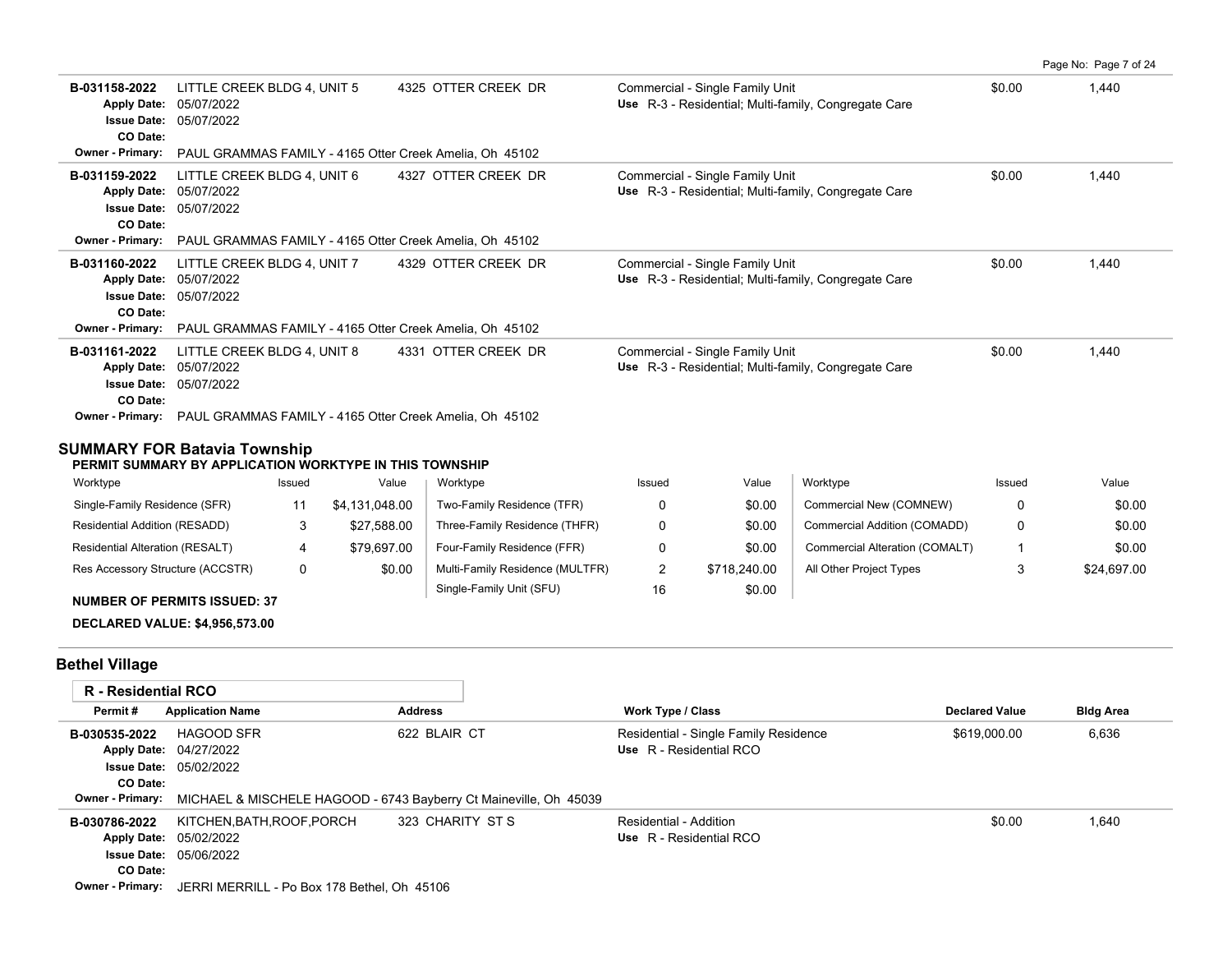| Permit # | Application Name | Address | Work Type / Class | Declared Value | Bldg Area |
|---|---|---|---|---|---|
| B-031158-2022 | LITTLE CREEK BLDG 4, UNIT 5 | 4325 OTTER CREEK DR | Commercial - Single Family Unit | $0.00 | 1,440 |
| Apply Date: 05/07/2022 | | | Use R-3 - Residential; Multi-family, Congregate Care | | |
| Issue Date: 05/07/2022 | | | | | |
| CO Date: | | | | | |
| Owner - Primary: PAUL GRAMMAS FAMILY - 4165 Otter Creek Amelia, Oh 45102 | | | | | |
| B-031159-2022 | LITTLE CREEK BLDG 4, UNIT 6 | 4327 OTTER CREEK DR | Commercial - Single Family Unit | $0.00 | 1,440 |
| Apply Date: 05/07/2022 | | | Use R-3 - Residential; Multi-family, Congregate Care | | |
| Issue Date: 05/07/2022 | | | | | |
| CO Date: | | | | | |
| Owner - Primary: PAUL GRAMMAS FAMILY - 4165 Otter Creek Amelia, Oh 45102 | | | | | |
| B-031160-2022 | LITTLE CREEK BLDG 4, UNIT 7 | 4329 OTTER CREEK DR | Commercial - Single Family Unit | $0.00 | 1,440 |
| Apply Date: 05/07/2022 | | | Use R-3 - Residential; Multi-family, Congregate Care | | |
| Issue Date: 05/07/2022 | | | | | |
| CO Date: | | | | | |
| Owner - Primary: PAUL GRAMMAS FAMILY - 4165 Otter Creek Amelia, Oh 45102 | | | | | |
| B-031161-2022 | LITTLE CREEK BLDG 4, UNIT 8 | 4331 OTTER CREEK DR | Commercial - Single Family Unit | $0.00 | 1,440 |
| Apply Date: 05/07/2022 | | | Use R-3 - Residential; Multi-family, Congregate Care | | |
| Issue Date: 05/07/2022 | | | | | |
| CO Date: | | | | | |
| Owner - Primary: PAUL GRAMMAS FAMILY - 4165 Otter Creek Amelia, Oh 45102 | | | | | |

## SUMMARY FOR Batavia Township

**PERMIT SUMMARY BY APPLICATION WORKTYPE IN THIS TOWNSHIP**

| Worktype | Issued | Value | Worktype | Issued | Value | Worktype | Issued | Value |
|---|---|---|---|---|---|---|---|---|
| Single-Family Residence (SFR) | 11 | $4,131,048.00 | Two-Family Residence (TFR) | 0 | $0.00 | Commercial New (COMNEW) | 0 | $0.00 |
| Residential Addition (RESADD) | 3 | $27,588.00 | Three-Family Residence (THFR) | 0 | $0.00 | Commercial Addition (COMADD) | 0 | $0.00 |
| Residential Alteration (RESALT) | 4 | $79,697.00 | Four-Family Residence (FFR) | 0 | $0.00 | Commercial Alteration (COMALT) | 1 | $0.00 |
| Res Accessory Structure (ACCSTR) | 0 | $0.00 | Multi-Family Residence (MULTFR) | 2 | $718,240.00 | All Other Project Types | 3 | $24,697.00 |
| | | | Single-Family Unit (SFU) | 16 | $0.00 | | | |

**NUMBER OF PERMITS ISSUED: 37**

**DECLARED VALUE: $4,956,573.00**

## Bethel Village

### R - Residential RCO

| Permit # | Application Name | Address | Work Type / Class | Declared Value | Bldg Area |
|---|---|---|---|---|---|
| B-030535-2022 | HAGOOD SFR | 622 BLAIR CT | Residential - Single Family Residence | $619,000.00 | 6,636 |
| Apply Date: 04/27/2022 | | | Use R - Residential RCO | | |
| Issue Date: 05/02/2022 | | | | | |
| CO Date: | | | | | |
| Owner - Primary: MICHAEL & MISCHELE HAGOOD - 6743 Bayberry Ct Maineville, Oh 45039 | | | | | |
| B-030786-2022 | KITCHEN,BATH,ROOF,PORCH | 323 CHARITY ST S | Residential - Addition | $0.00 | 1,640 |
| Apply Date: 05/02/2022 | | | Use R - Residential RCO | | |
| Issue Date: 05/06/2022 | | | | | |
| CO Date: | | | | | |
| Owner - Primary: JERRI MERRILL - Po Box 178 Bethel, Oh 45106 | | | | | |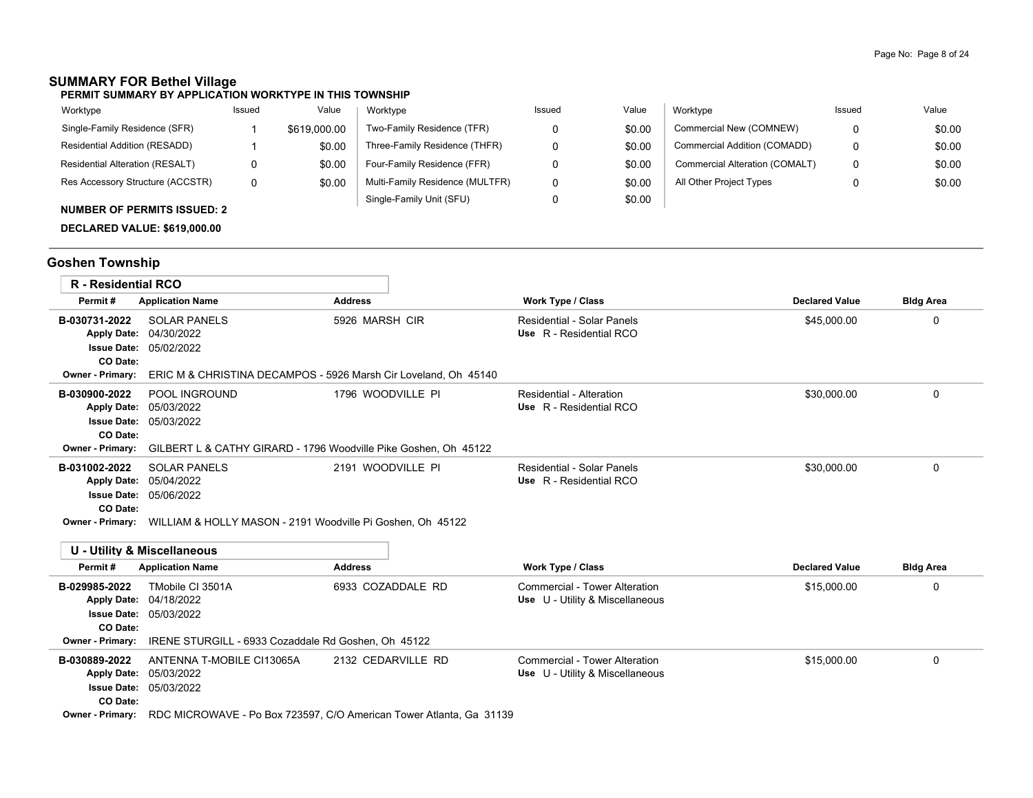## SUMMARY FOR Bethel Village

**PERMIT SUMMARY BY APPLICATION WORKTYPE IN THIS TOWNSHIP**

| Worktype | Issued | Value | Worktype | Issued | Value | Worktype | Issued | Value |
|---|---|---|---|---|---|---|---|---|
| Single-Family Residence (SFR) | 1 | $619,000.00 | Two-Family Residence (TFR) | 0 | $0.00 | Commercial New (COMNEW) | 0 | $0.00 |
| Residential Addition (RESADD) | 1 | $0.00 | Three-Family Residence (THFR) | 0 | $0.00 | Commercial Addition (COMADD) | 0 | $0.00 |
| Residential Alteration (RESALT) | 0 | $0.00 | Four-Family Residence (FFR) | 0 | $0.00 | Commercial Alteration (COMALT) | 0 | $0.00 |
| Res Accessory Structure (ACCSTR) | 0 | $0.00 | Multi-Family Residence (MULTFR) | 0 | $0.00 | All Other Project Types | 0 | $0.00 |
| | | | Single-Family Unit (SFU) | 0 | $0.00 | | | |

**NUMBER OF PERMITS ISSUED: 2**

**DECLARED VALUE: $619,000.00**

## Goshen Township

### R - Residential RCO

| Permit # | Application Name | Address | Work Type / Class | Declared Value | Bldg Area |
|---|---|---|---|---|---|
| B-030731-2022 | SOLAR PANELS<br>Apply Date: 04/30/2022<br>Issue Date: 05/02/2022<br>CO Date: | 5926 MARSH CIR | Residential - Solar Panels<br>Use R - Residential RCO | $45,000.00 | 0 |
| Owner - Primary: | ERIC M & CHRISTINA DECAMPOS - 5926 Marsh Cir Loveland, Oh 45140 | | | | |
| B-030900-2022 | POOL INGROUND<br>Apply Date: 05/03/2022<br>Issue Date: 05/03/2022<br>CO Date: | 1796 WOODVILLE PI | Residential - Alteration<br>Use R - Residential RCO | $30,000.00 | 0 |
| Owner - Primary: | GILBERT L & CATHY GIRARD - 1796 Woodville Pike Goshen, Oh 45122 | | | | |
| B-031002-2022 | SOLAR PANELS<br>Apply Date: 05/04/2022<br>Issue Date: 05/06/2022<br>CO Date: | 2191 WOODVILLE PI | Residential - Solar Panels<br>Use R - Residential RCO | $30,000.00 | 0 |
| Owner - Primary: | WILLIAM & HOLLY MASON - 2191 Woodville Pi Goshen, Oh 45122 | | | | |

### U - Utility & Miscellaneous

| Permit # | Application Name | Address | Work Type / Class | Declared Value | Bldg Area |
|---|---|---|---|---|---|
| B-029985-2022 | TMobile CI 3501A<br>Apply Date: 04/18/2022<br>Issue Date: 05/03/2022<br>CO Date: | 6933 COZADDALE RD | Commercial - Tower Alteration<br>Use U - Utility & Miscellaneous | $15,000.00 | 0 |
| Owner - Primary: | IRENE STURGILL - 6933 Cozaddale Rd Goshen, Oh 45122 | | | | |
| B-030889-2022 | ANTENNA T-MOBILE CI13065A<br>Apply Date: 05/03/2022<br>Issue Date: 05/03/2022<br>CO Date: | 2132 CEDARVILLE RD | Commercial - Tower Alteration<br>Use U - Utility & Miscellaneous | $15,000.00 | 0 |
| Owner - Primary: | RDC MICROWAVE - Po Box 723597, C/O American Tower Atlanta, Ga 31139 | | | | |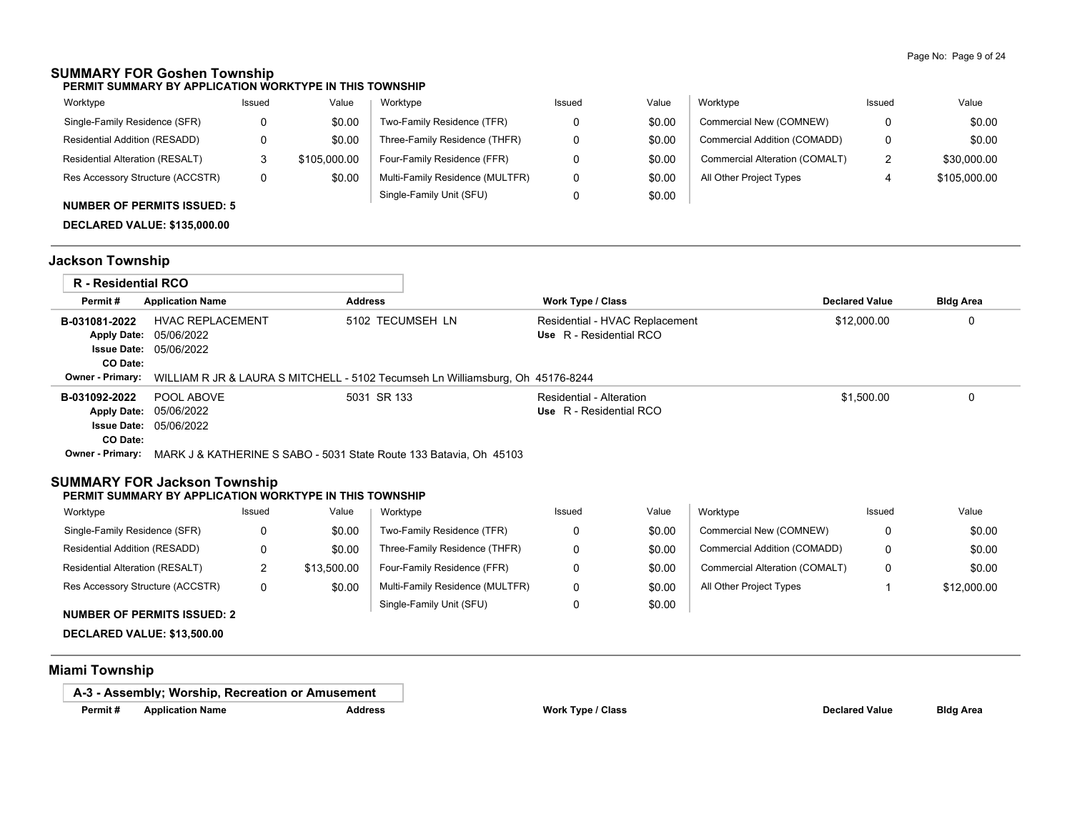## SUMMARY FOR Goshen Township

**PERMIT SUMMARY BY APPLICATION WORKTYPE IN THIS TOWNSHIP**

| Worktype | Issued | Value | Worktype | Issued | Value | Worktype | Issued | Value |
|---|---|---|---|---|---|---|---|---|
| Single-Family Residence (SFR) | 0 | $0.00 | Two-Family Residence (TFR) | 0 | $0.00 | Commercial New (COMNEW) | 0 | $0.00 |
| Residential Addition (RESADD) | 0 | $0.00 | Three-Family Residence (THFR) | 0 | $0.00 | Commercial Addition (COMADD) | 0 | $0.00 |
| Residential Alteration (RESALT) | 3 | $105,000.00 | Four-Family Residence (FFR) | 0 | $0.00 | Commercial Alteration (COMALT) | 2 | $30,000.00 |
| Res Accessory Structure (ACCSTR) | 0 | $0.00 | Multi-Family Residence (MULTFR) | 0 | $0.00 | All Other Project Types | 4 | $105,000.00 |
| | | | Single-Family Unit (SFU) | 0 | $0.00 | | | |

**NUMBER OF PERMITS ISSUED: 5**

**DECLARED VALUE: $135,000.00**

## Jackson Township

### R - Residential RCO

| Permit # | Application Name | Address | Work Type / Class | Declared Value | Bldg Area |
|---|---|---|---|---|---|
| **B-031081-2022** | HVAC REPLACEMENT | 5102 TECUMSEH LN | Residential - HVAC Replacement | $12,000.00 | 0 |
| **Apply Date:** | 05/06/2022 | | **Use** R - Residential RCO | | |
| **Issue Date:** | 05/06/2022 | | | | |
| **CO Date:** | | | | | |
| **Owner - Primary:** | WILLIAM R JR & LAURA S MITCHELL - 5102 Tecumseh Ln Williamsburg, Oh 45176-8244 | | | | |
| **B-031092-2022** | POOL ABOVE | 5031 SR 133 | Residential - Alteration | $1,500.00 | 0 |
| **Apply Date:** | 05/06/2022 | | **Use** R - Residential RCO | | |
| **Issue Date:** | 05/06/2022 | | | | |
| **CO Date:** | | | | | |
| **Owner - Primary:** | MARK J & KATHERINE S SABO - 5031 State Route 133 Batavia, Oh 45103 | | | | |

## SUMMARY FOR Jackson Township

**PERMIT SUMMARY BY APPLICATION WORKTYPE IN THIS TOWNSHIP**

| Worktype | Issued | Value | Worktype | Issued | Value | Worktype | Issued | Value |
|---|---|---|---|---|---|---|---|---|
| Single-Family Residence (SFR) | 0 | $0.00 | Two-Family Residence (TFR) | 0 | $0.00 | Commercial New (COMNEW) | 0 | $0.00 |
| Residential Addition (RESADD) | 0 | $0.00 | Three-Family Residence (THFR) | 0 | $0.00 | Commercial Addition (COMADD) | 0 | $0.00 |
| Residential Alteration (RESALT) | 2 | $13,500.00 | Four-Family Residence (FFR) | 0 | $0.00 | Commercial Alteration (COMALT) | 0 | $0.00 |
| Res Accessory Structure (ACCSTR) | 0 | $0.00 | Multi-Family Residence (MULTFR) | 0 | $0.00 | All Other Project Types | 1 | $12,000.00 |
| | | | Single-Family Unit (SFU) | 0 | $0.00 | | | |

**NUMBER OF PERMITS ISSUED: 2**

**DECLARED VALUE: $13,500.00**

## Miami Township

### A-3 - Assembly; Worship, Recreation or Amusement

| Permit # | Application Name | Address | Work Type / Class | Declared Value | Bldg Area |
|---|---|---|---|---|---|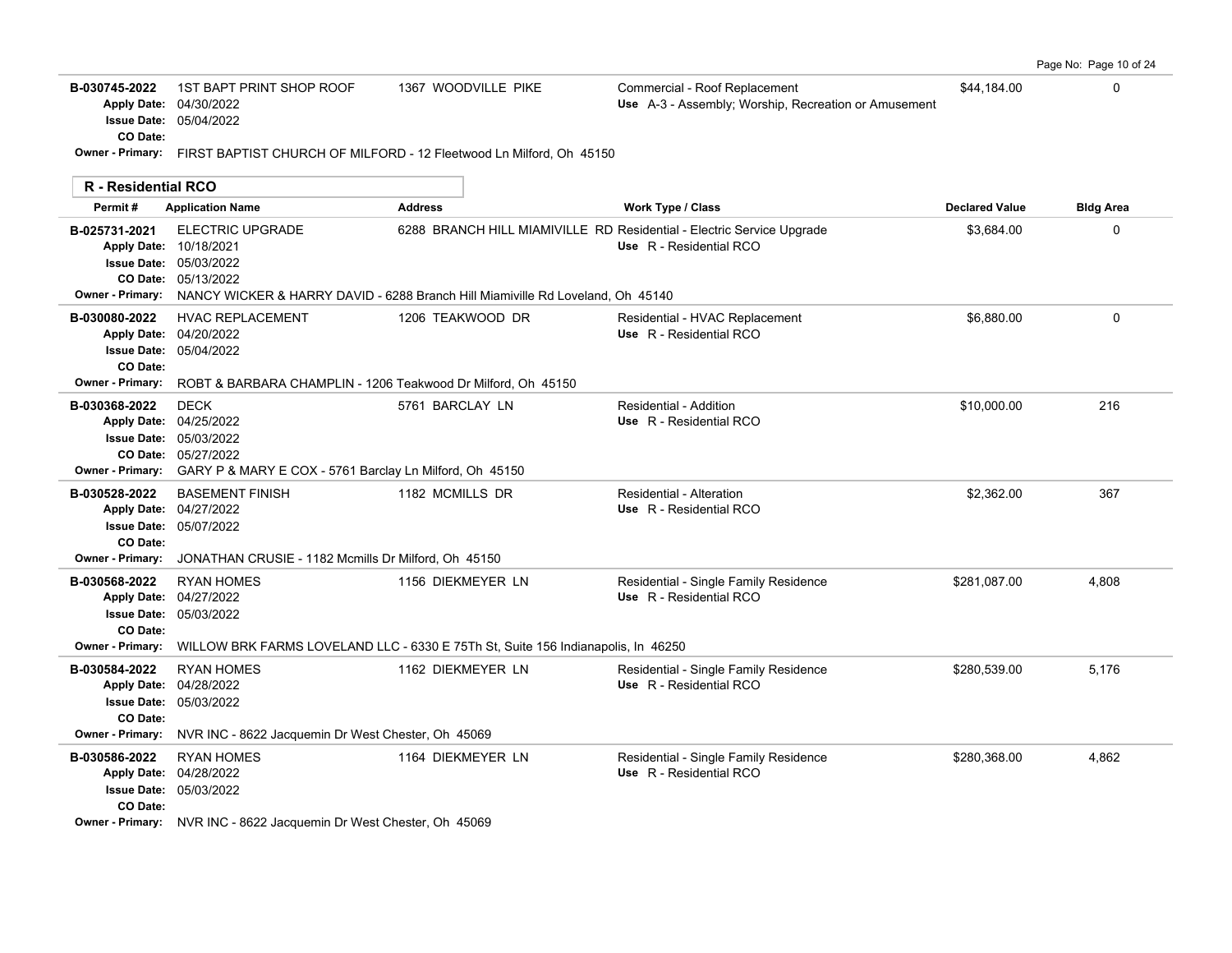| Permit # | Application Name | Address | Work Type / Class | Declared Value | Bldg Area |
|---|---|---|---|---|---|
| B-030745-2022<br>Apply Date: 04/30/2022<br>Issue Date: 05/04/2022<br>CO Date: | 1ST BAPT PRINT SHOP ROOF | 1367 WOODVILLE PIKE | Commercial - Roof Replacement<br>Use A-3 - Assembly; Worship, Recreation or Amusement | $44,184.00 | 0 |
| Owner - Primary: FIRST BAPTIST CHURCH OF MILFORD - 12 Fleetwood Ln Milford, Oh 45150 | | | | | |

## R - Residential RCO

| Permit # | Application Name | Address | Work Type / Class | Declared Value | Bldg Area |
|---|---|---|---|---|---|
| B-025731-2021<br>Apply Date: 10/18/2021<br>Issue Date: 05/03/2022<br>CO Date: 05/13/2022 | ELECTRIC UPGRADE | 6288 BRANCH HILL MIAMIVILLE RD | Residential - Electric Service Upgrade<br>Use R - Residential RCO | $3,684.00 | 0 |
| Owner - Primary: NANCY WICKER & HARRY DAVID - 6288 Branch Hill Miamiville Rd Loveland, Oh 45140 | | | | | |
| B-030080-2022<br>Apply Date: 04/20/2022<br>Issue Date: 05/04/2022<br>CO Date: | HVAC REPLACEMENT | 1206 TEAKWOOD DR | Residential - HVAC Replacement<br>Use R - Residential RCO | $6,880.00 | 0 |
| Owner - Primary: ROBT & BARBARA CHAMPLIN - 1206 Teakwood Dr Milford, Oh 45150 | | | | | |
| B-030368-2022<br>Apply Date: 04/25/2022<br>Issue Date: 05/03/2022<br>CO Date: 05/27/2022 | DECK | 5761 BARCLAY LN | Residential - Addition<br>Use R - Residential RCO | $10,000.00 | 216 |
| Owner - Primary: GARY P & MARY E COX - 5761 Barclay Ln Milford, Oh 45150 | | | | | |
| B-030528-2022<br>Apply Date: 04/27/2022<br>Issue Date: 05/07/2022<br>CO Date: | BASEMENT FINISH | 1182 MCMILLS DR | Residential - Alteration<br>Use R - Residential RCO | $2,362.00 | 367 |
| Owner - Primary: JONATHAN CRUSIE - 1182 Mcmills Dr Milford, Oh 45150 | | | | | |
| B-030568-2022<br>Apply Date: 04/27/2022<br>Issue Date: 05/03/2022<br>CO Date: | RYAN HOMES | 1156 DIEKMEYER LN | Residential - Single Family Residence<br>Use R - Residential RCO | $281,087.00 | 4,808 |
| Owner - Primary: WILLOW BRK FARMS LOVELAND LLC - 6330 E 75Th St, Suite 156 Indianapolis, In 46250 | | | | | |
| B-030584-2022<br>Apply Date: 04/28/2022<br>Issue Date: 05/03/2022<br>CO Date: | RYAN HOMES | 1162 DIEKMEYER LN | Residential - Single Family Residence<br>Use R - Residential RCO | $280,539.00 | 5,176 |
| Owner - Primary: NVR INC - 8622 Jacquemin Dr West Chester, Oh 45069 | | | | | |
| B-030586-2022<br>Apply Date: 04/28/2022<br>Issue Date: 05/03/2022<br>CO Date: | RYAN HOMES | 1164 DIEKMEYER LN | Residential - Single Family Residence<br>Use R - Residential RCO | $280,368.00 | 4,862 |
| Owner - Primary: NVR INC - 8622 Jacquemin Dr West Chester, Oh 45069 | | | | | |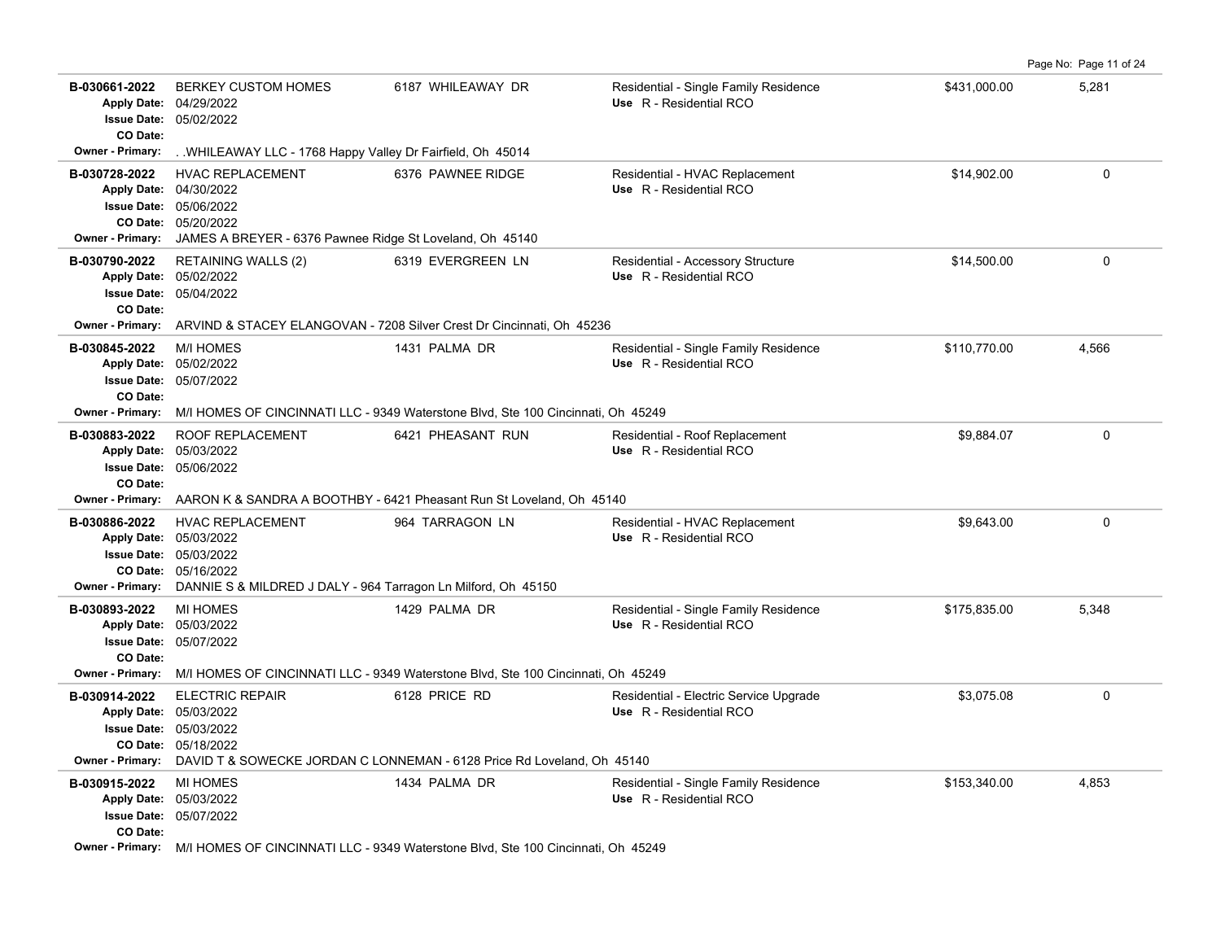| Permit # | Description | Address | Type / Use | Valuation | Sq Ft |
|---|---|---|---|---|---|
| B-030661-2022<br>Apply Date: 04/29/2022<br>Issue Date: 05/02/2022<br>CO Date: | BERKEY CUSTOM HOMES | 6187 WHILEAWAY DR | Residential - Single Family Residence<br>Use R - Residential RCO | $431,000.00 | 5,281 |
| Owner - Primary: | . .WHILEAWAY LLC - 1768 Happy Valley Dr Fairfield, Oh 45014 | | | | |
| B-030728-2022<br>Apply Date: 04/30/2022<br>Issue Date: 05/06/2022<br>CO Date: 05/20/2022 | HVAC REPLACEMENT | 6376 PAWNEE RIDGE | Residential - HVAC Replacement<br>Use R - Residential RCO | $14,902.00 | 0 |
| Owner - Primary: | JAMES A BREYER - 6376 Pawnee Ridge St Loveland, Oh 45140 | | | | |
| B-030790-2022<br>Apply Date: 05/02/2022<br>Issue Date: 05/04/2022<br>CO Date: | RETAINING WALLS (2) | 6319 EVERGREEN LN | Residential - Accessory Structure<br>Use R - Residential RCO | $14,500.00 | 0 |
| Owner - Primary: | ARVIND & STACEY ELANGOVAN - 7208 Silver Crest Dr Cincinnati, Oh 45236 | | | | |
| B-030845-2022<br>Apply Date: 05/02/2022<br>Issue Date: 05/07/2022<br>CO Date: | M/I HOMES | 1431 PALMA DR | Residential - Single Family Residence<br>Use R - Residential RCO | $110,770.00 | 4,566 |
| Owner - Primary: | M/I HOMES OF CINCINNATI LLC - 9349 Waterstone Blvd, Ste 100 Cincinnati, Oh 45249 | | | | |
| B-030883-2022<br>Apply Date: 05/03/2022<br>Issue Date: 05/06/2022<br>CO Date: | ROOF REPLACEMENT | 6421 PHEASANT RUN | Residential - Roof Replacement<br>Use R - Residential RCO | $9,884.07 | 0 |
| Owner - Primary: | AARON K & SANDRA A BOOTHBY - 6421 Pheasant Run St Loveland, Oh 45140 | | | | |
| B-030886-2022<br>Apply Date: 05/03/2022<br>Issue Date: 05/03/2022<br>CO Date: 05/16/2022 | HVAC REPLACEMENT | 964 TARRAGON LN | Residential - HVAC Replacement<br>Use R - Residential RCO | $9,643.00 | 0 |
| Owner - Primary: | DANNIE S & MILDRED J DALY - 964 Tarragon Ln Milford, Oh 45150 | | | | |
| B-030893-2022<br>Apply Date: 05/03/2022<br>Issue Date: 05/07/2022<br>CO Date: | MI HOMES | 1429 PALMA DR | Residential - Single Family Residence<br>Use R - Residential RCO | $175,835.00 | 5,348 |
| Owner - Primary: | M/I HOMES OF CINCINNATI LLC - 9349 Waterstone Blvd, Ste 100 Cincinnati, Oh 45249 | | | | |
| B-030914-2022<br>Apply Date: 05/03/2022<br>Issue Date: 05/03/2022<br>CO Date: 05/18/2022 | ELECTRIC REPAIR | 6128 PRICE RD | Residential - Electric Service Upgrade<br>Use R - Residential RCO | $3,075.08 | 0 |
| Owner - Primary: | DAVID T & SOWECKE JORDAN C LONNEMAN - 6128 Price Rd Loveland, Oh 45140 | | | | |
| B-030915-2022<br>Apply Date: 05/03/2022<br>Issue Date: 05/07/2022<br>CO Date: | MI HOMES | 1434 PALMA DR | Residential - Single Family Residence<br>Use R - Residential RCO | $153,340.00 | 4,853 |
| Owner - Primary: | M/I HOMES OF CINCINNATI LLC - 9349 Waterstone Blvd, Ste 100 Cincinnati, Oh 45249 | | | | |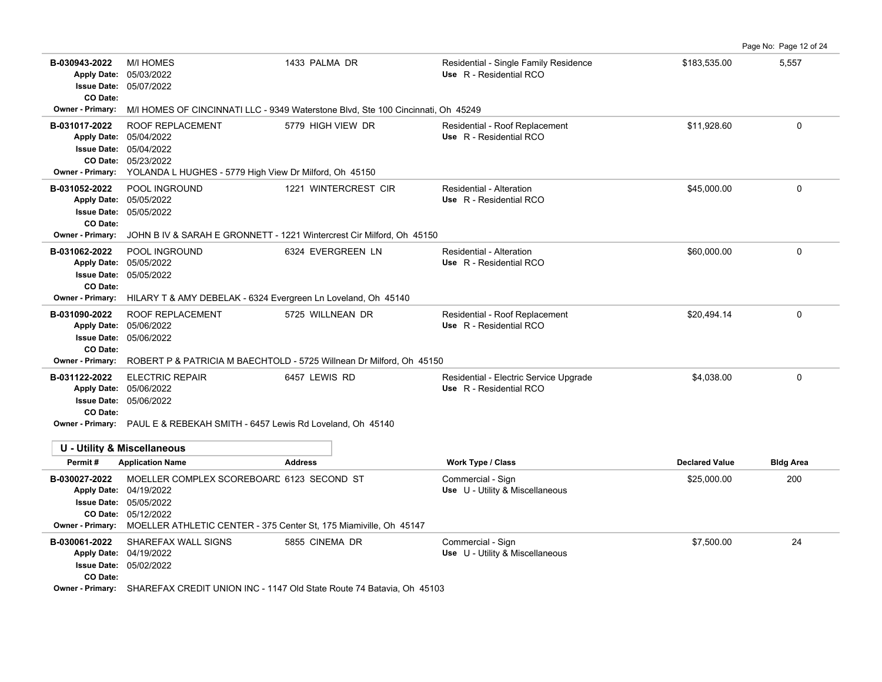| Permit # | Application Name | Address | Work Type / Class | Declared Value | Bldg Area |
|---|---|---|---|---|---|
| B-030943-2022<br>Apply Date: 05/03/2022<br>Issue Date: 05/07/2022<br>CO Date: | M/I HOMES | 1433 PALMA DR | Residential - Single Family Residence<br>Use R - Residential RCO | $183,535.00 | 5,557 |
| Owner - Primary: M/I HOMES OF CINCINNATI LLC - 9349 Waterstone Blvd, Ste 100 Cincinnati, Oh 45249 | | | | | |
| B-031017-2022<br>Apply Date: 05/04/2022<br>Issue Date: 05/04/2022<br>CO Date: 05/23/2022 | ROOF REPLACEMENT | 5779 HIGH VIEW DR | Residential - Roof Replacement<br>Use R - Residential RCO | $11,928.60 | 0 |
| Owner - Primary: YOLANDA L HUGHES - 5779 High View Dr Milford, Oh 45150 | | | | | |
| B-031052-2022<br>Apply Date: 05/05/2022<br>Issue Date: 05/05/2022<br>CO Date: | POOL INGROUND | 1221 WINTERCREST CIR | Residential - Alteration<br>Use R - Residential RCO | $45,000.00 | 0 |
| Owner - Primary: JOHN B IV & SARAH E GRONNETT - 1221 Wintercrest Cir Milford, Oh 45150 | | | | | |
| B-031062-2022<br>Apply Date: 05/05/2022<br>Issue Date: 05/05/2022<br>CO Date: | POOL INGROUND | 6324 EVERGREEN LN | Residential - Alteration<br>Use R - Residential RCO | $60,000.00 | 0 |
| Owner - Primary: HILARY T & AMY DEBELAK - 6324 Evergreen Ln Loveland, Oh 45140 | | | | | |
| B-031090-2022<br>Apply Date: 05/06/2022<br>Issue Date: 05/06/2022<br>CO Date: | ROOF REPLACEMENT | 5725 WILLNEAN DR | Residential - Roof Replacement<br>Use R - Residential RCO | $20,494.14 | 0 |
| Owner - Primary: ROBERT P & PATRICIA M BAECHTOLD - 5725 Willnean Dr Milford, Oh 45150 | | | | | |
| B-031122-2022<br>Apply Date: 05/06/2022<br>Issue Date: 05/06/2022<br>CO Date: | ELECTRIC REPAIR | 6457 LEWIS RD | Residential - Electric Service Upgrade<br>Use R - Residential RCO | $4,038.00 | 0 |
| Owner - Primary: PAUL E & REBEKAH SMITH - 6457 Lewis Rd Loveland, Oh 45140 | | | | | |

## U - Utility & Miscellaneous

| Permit # | Application Name | Address | Work Type / Class | Declared Value | Bldg Area |
|---|---|---|---|---|---|
| B-030027-2022<br>Apply Date: 04/19/2022<br>Issue Date: 05/05/2022<br>CO Date: 05/12/2022 | MOELLER COMPLEX SCOREBOARD | 6123 SECOND ST | Commercial - Sign<br>Use U - Utility & Miscellaneous | $25,000.00 | 200 |
| Owner - Primary: MOELLER ATHLETIC CENTER - 375 Center St, 175 Miamiville, Oh 45147 | | | | | |
| B-030061-2022<br>Apply Date: 04/19/2022<br>Issue Date: 05/02/2022<br>CO Date: | SHAREFAX WALL SIGNS | 5855 CINEMA DR | Commercial - Sign<br>Use U - Utility & Miscellaneous | $7,500.00 | 24 |
| Owner - Primary: SHAREFAX CREDIT UNION INC - 1147 Old State Route 74 Batavia, Oh 45103 | | | | | |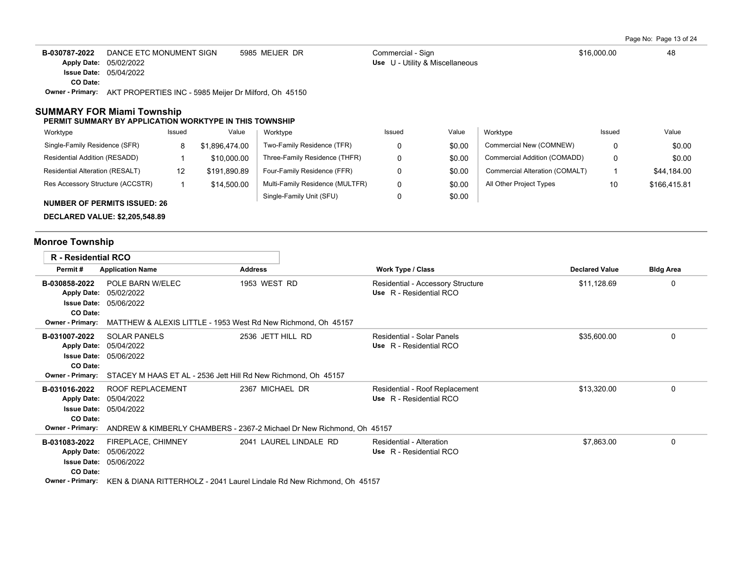| Permit # | Application Name | Address | Work Type / Class | Declared Value | Bldg Area |
|---|---|---|---|---|---|
| B-030787-2022 | DANCE ETC MONUMENT SIGN | 5985 MEIJER DR | Commercial - Sign<br>Use U - Utility & Miscellaneous | $16,000.00 | 48 |

**Apply Date:** 05/02/2022
**Issue Date:** 05/04/2022
**CO Date:**
**Owner - Primary:** AKT PROPERTIES INC - 5985 Meijer Dr Milford, Oh 45150

## SUMMARY FOR Miami Township

### PERMIT SUMMARY BY APPLICATION WORKTYPE IN THIS TOWNSHIP

| Worktype | Issued | Value | Worktype | Issued | Value | Worktype | Issued | Value |
|---|---|---|---|---|---|---|---|---|
| Single-Family Residence (SFR) | 8 | $1,896,474.00 | Two-Family Residence (TFR) | 0 | $0.00 | Commercial New (COMNEW) | 0 | $0.00 |
| Residential Addition (RESADD) | 1 | $10,000.00 | Three-Family Residence (THFR) | 0 | $0.00 | Commercial Addition (COMADD) | 0 | $0.00 |
| Residential Alteration (RESALT) | 12 | $191,890.89 | Four-Family Residence (FFR) | 0 | $0.00 | Commercial Alteration (COMALT) | 1 | $44,184.00 |
| Res Accessory Structure (ACCSTR) | 1 | $14,500.00 | Multi-Family Residence (MULTFR) | 0 | $0.00 | All Other Project Types | 10 | $166,415.81 |
| | | | Single-Family Unit (SFU) | 0 | $0.00 | | | |

**NUMBER OF PERMITS ISSUED: 26**

**DECLARED VALUE: $2,205,548.89**

## Monroe Township

### R - Residential RCO

| Permit # | Application Name | Address | Work Type / Class | Declared Value | Bldg Area |
|---|---|---|---|---|---|
| B-030858-2022 | POLE BARN W/ELEC | 1953 WEST RD | Residential - Accessory Structure<br>Use R - Residential RCO | $11,128.69 | 0 |
| B-031007-2022 | SOLAR PANELS | 2536 JETT HILL RD | Residential - Solar Panels<br>Use R - Residential RCO | $35,600.00 | 0 |
| B-031016-2022 | ROOF REPLACEMENT | 2367 MICHAEL DR | Residential - Roof Replacement<br>Use R - Residential RCO | $13,320.00 | 0 |
| B-031083-2022 | FIREPLACE, CHIMNEY | 2041 LAUREL LINDALE RD | Residential - Alteration<br>Use R - Residential RCO | $7,863.00 | 0 |

**B-030858-2022**
**Apply Date:** 05/02/2022
**Issue Date:** 05/06/2022
**CO Date:**
**Owner - Primary:** MATTHEW & ALEXIS LITTLE - 1953 West Rd New Richmond, Oh 45157

**B-031007-2022**
**Apply Date:** 05/04/2022
**Issue Date:** 05/06/2022
**CO Date:**
**Owner - Primary:** STACEY M HAAS ET AL - 2536 Jett Hill Rd New Richmond, Oh 45157

**B-031016-2022**
**Apply Date:** 05/04/2022
**Issue Date:** 05/04/2022
**CO Date:**
**Owner - Primary:** ANDREW & KIMBERLY CHAMBERS - 2367-2 Michael Dr New Richmond, Oh 45157

**B-031083-2022**
**Apply Date:** 05/06/2022
**Issue Date:** 05/06/2022
**CO Date:**
**Owner - Primary:** KEN & DIANA RITTERHOLZ - 2041 Laurel Lindale Rd New Richmond, Oh 45157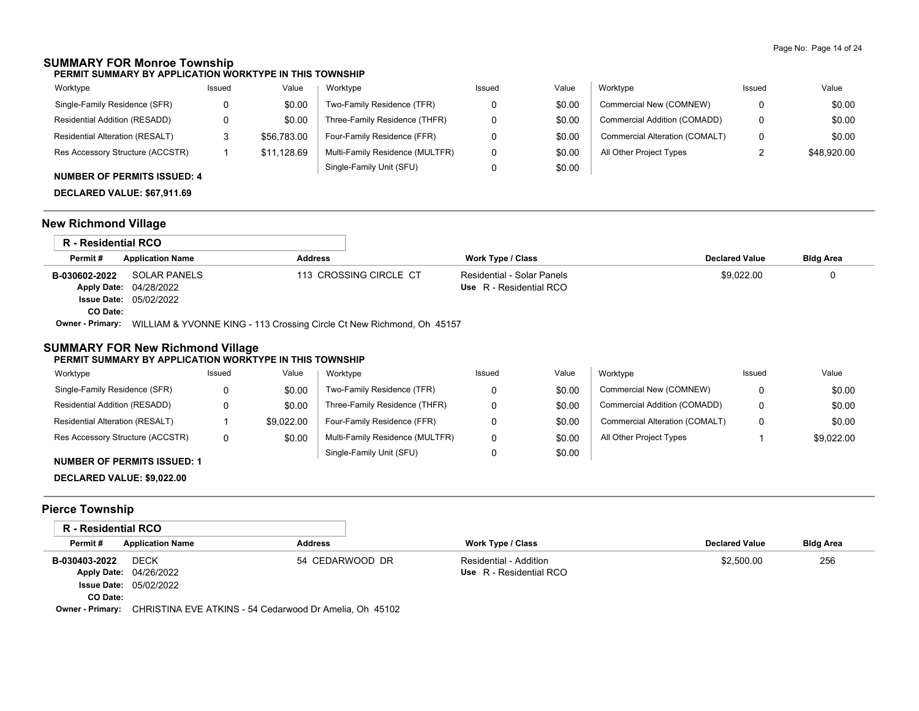## SUMMARY FOR Monroe Township

**PERMIT SUMMARY BY APPLICATION WORKTYPE IN THIS TOWNSHIP**

| Worktype | Issued | Value | Worktype | Issued | Value | Worktype | Issued | Value |
|---|---|---|---|---|---|---|---|---|
| Single-Family Residence (SFR) | 0 | $0.00 | Two-Family Residence (TFR) | 0 | $0.00 | Commercial New (COMNEW) | 0 | $0.00 |
| Residential Addition (RESADD) | 0 | $0.00 | Three-Family Residence (THFR) | 0 | $0.00 | Commercial Addition (COMADD) | 0 | $0.00 |
| Residential Alteration (RESALT) | 3 | $56,783.00 | Four-Family Residence (FFR) | 0 | $0.00 | Commercial Alteration (COMALT) | 0 | $0.00 |
| Res Accessory Structure (ACCSTR) | 1 | $11,128.69 | Multi-Family Residence (MULTFR) | 0 | $0.00 | All Other Project Types | 2 | $48,920.00 |
| | | | Single-Family Unit (SFU) | 0 | $0.00 | | | |

**NUMBER OF PERMITS ISSUED: 4**

**DECLARED VALUE: $67,911.69**

## New Richmond Village

**R - Residential RCO**

| Permit # | Application Name | Address | Work Type / Class | Declared Value | Bldg Area |
|---|---|---|---|---|---|
| B-030602-2022 | SOLAR PANELS | 113 CROSSING CIRCLE CT | Residential - Solar Panels<br>Use R - Residential RCO | $9,022.00 | 0 |

Apply Date: 04/28/2022
Issue Date: 05/02/2022
CO Date:
Owner - Primary: WILLIAM & YVONNE KING - 113 Crossing Circle Ct New Richmond, Oh 45157

## SUMMARY FOR New Richmond Village

**PERMIT SUMMARY BY APPLICATION WORKTYPE IN THIS TOWNSHIP**

| Worktype | Issued | Value | Worktype | Issued | Value | Worktype | Issued | Value |
|---|---|---|---|---|---|---|---|---|
| Single-Family Residence (SFR) | 0 | $0.00 | Two-Family Residence (TFR) | 0 | $0.00 | Commercial New (COMNEW) | 0 | $0.00 |
| Residential Addition (RESADD) | 0 | $0.00 | Three-Family Residence (THFR) | 0 | $0.00 | Commercial Addition (COMADD) | 0 | $0.00 |
| Residential Alteration (RESALT) | 1 | $9,022.00 | Four-Family Residence (FFR) | 0 | $0.00 | Commercial Alteration (COMALT) | 0 | $0.00 |
| Res Accessory Structure (ACCSTR) | 0 | $0.00 | Multi-Family Residence (MULTFR) | 0 | $0.00 | All Other Project Types | 1 | $9,022.00 |
| | | | Single-Family Unit (SFU) | 0 | $0.00 | | | |

**NUMBER OF PERMITS ISSUED: 1**

**DECLARED VALUE: $9,022.00**

## Pierce Township

**R - Residential RCO**

| Permit # | Application Name | Address | Work Type / Class | Declared Value | Bldg Area |
|---|---|---|---|---|---|
| B-030403-2022 | DECK | 54 CEDARWOOD DR | Residential - Addition<br>Use R - Residential RCO | $2,500.00 | 256 |

Apply Date: 04/26/2022
Issue Date: 05/02/2022
CO Date:
Owner - Primary: CHRISTINA EVE ATKINS - 54 Cedarwood Dr Amelia, Oh 45102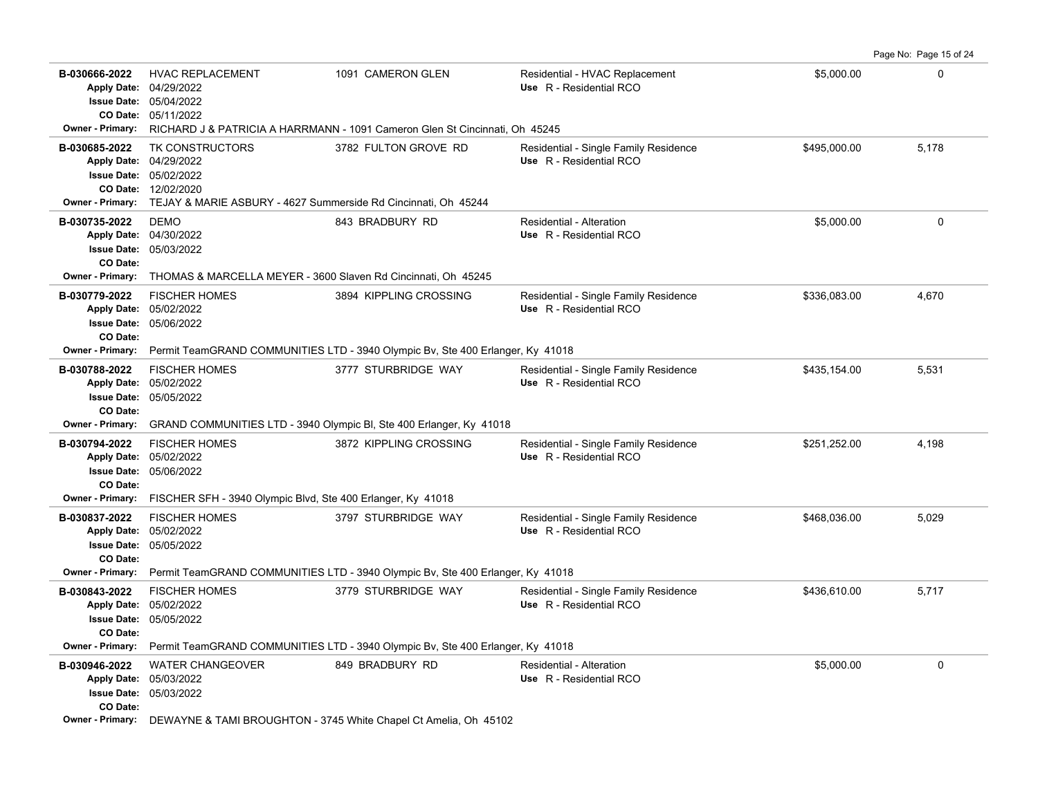| Permit | Description | Address | Type / Use | Valuation | Sq Ft |
|---|---|---|---|---|---|
| **B-030666-2022** | HVAC REPLACEMENT | 1091 CAMERON GLEN | Residential - HVAC Replacement | $5,000.00 | 0 |
| **Apply Date:** 04/29/2022 | | | **Use** R - Residential RCO | | |
| **Issue Date:** 05/04/2022 | | | | | |
| **CO Date:** 05/11/2022 | | | | | |
| **Owner - Primary:** RICHARD J & PATRICIA A HARRMANN - 1091 Cameron Glen St Cincinnati, Oh 45245 | | | | | |
| **B-030685-2022** | TK CONSTRUCTORS | 3782 FULTON GROVE RD | Residential - Single Family Residence | $495,000.00 | 5,178 |
| **Apply Date:** 04/29/2022 | | | **Use** R - Residential RCO | | |
| **Issue Date:** 05/02/2022 | | | | | |
| **CO Date:** 12/02/2020 | | | | | |
| **Owner - Primary:** TEJAY & MARIE ASBURY - 4627 Summerside Rd Cincinnati, Oh 45244 | | | | | |
| **B-030735-2022** | DEMO | 843 BRADBURY RD | Residential - Alteration | $5,000.00 | 0 |
| **Apply Date:** 04/30/2022 | | | **Use** R - Residential RCO | | |
| **Issue Date:** 05/03/2022 | | | | | |
| **CO Date:** | | | | | |
| **Owner - Primary:** THOMAS & MARCELLA MEYER - 3600 Slaven Rd Cincinnati, Oh 45245 | | | | | |
| **B-030779-2022** | FISCHER HOMES | 3894 KIPPLING CROSSING | Residential - Single Family Residence | $336,083.00 | 4,670 |
| **Apply Date:** 05/02/2022 | | | **Use** R - Residential RCO | | |
| **Issue Date:** 05/06/2022 | | | | | |
| **CO Date:** | | | | | |
| **Owner - Primary:** Permit TeamGRAND COMMUNITIES LTD - 3940 Olympic Bv, Ste 400 Erlanger, Ky 41018 | | | | | |
| **B-030788-2022** | FISCHER HOMES | 3777 STURBRIDGE WAY | Residential - Single Family Residence | $435,154.00 | 5,531 |
| **Apply Date:** 05/02/2022 | | | **Use** R - Residential RCO | | |
| **Issue Date:** 05/05/2022 | | | | | |
| **CO Date:** | | | | | |
| **Owner - Primary:** GRAND COMMUNITIES LTD - 3940 Olympic Bl, Ste 400 Erlanger, Ky 41018 | | | | | |
| **B-030794-2022** | FISCHER HOMES | 3872 KIPPLING CROSSING | Residential - Single Family Residence | $251,252.00 | 4,198 |
| **Apply Date:** 05/02/2022 | | | **Use** R - Residential RCO | | |
| **Issue Date:** 05/06/2022 | | | | | |
| **CO Date:** | | | | | |
| **Owner - Primary:** FISCHER SFH - 3940 Olympic Blvd, Ste 400 Erlanger, Ky 41018 | | | | | |
| **B-030837-2022** | FISCHER HOMES | 3797 STURBRIDGE WAY | Residential - Single Family Residence | $468,036.00 | 5,029 |
| **Apply Date:** 05/02/2022 | | | **Use** R - Residential RCO | | |
| **Issue Date:** 05/05/2022 | | | | | |
| **CO Date:** | | | | | |
| **Owner - Primary:** Permit TeamGRAND COMMUNITIES LTD - 3940 Olympic Bv, Ste 400 Erlanger, Ky 41018 | | | | | |
| **B-030843-2022** | FISCHER HOMES | 3779 STURBRIDGE WAY | Residential - Single Family Residence | $436,610.00 | 5,717 |
| **Apply Date:** 05/02/2022 | | | **Use** R - Residential RCO | | |
| **Issue Date:** 05/05/2022 | | | | | |
| **CO Date:** | | | | | |
| **Owner - Primary:** Permit TeamGRAND COMMUNITIES LTD - 3940 Olympic Bv, Ste 400 Erlanger, Ky 41018 | | | | | |
| **B-030946-2022** | WATER CHANGEOVER | 849 BRADBURY RD | Residential - Alteration | $5,000.00 | 0 |
| **Apply Date:** 05/03/2022 | | | **Use** R - Residential RCO | | |
| **Issue Date:** 05/03/2022 | | | | | |
| **CO Date:** | | | | | |
| **Owner - Primary:** DEWAYNE & TAMI BROUGHTON - 3745 White Chapel Ct Amelia, Oh 45102 | | | | | |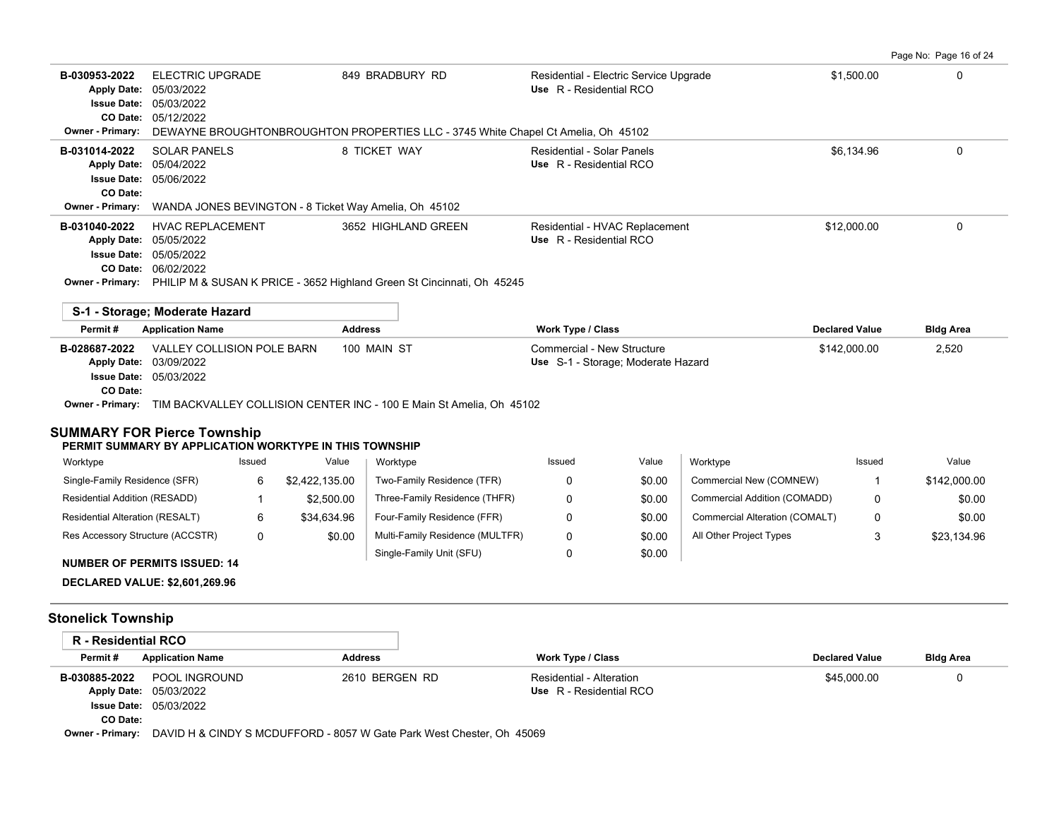| Permit # | Application Name | Address | Work Type / Class | Declared Value | Bldg Area |
|---|---|---|---|---|---|
| B-030953-2022 | ELECTRIC UPGRADE | 849 BRADBURY RD | Residential - Electric Service Upgrade | $1,500.00 | 0 |
| Apply Date: | 05/03/2022 | | Use R - Residential RCO | | |
| Issue Date: | 05/03/2022 | | | | |
| CO Date: | 05/12/2022 | | | | |
| Owner - Primary: | DEWAYNE BROUGHTONBROUGHTON PROPERTIES LLC - 3745 White Chapel Ct Amelia, Oh 45102 | | | | |
| B-031014-2022 | SOLAR PANELS | 8 TICKET WAY | Residential - Solar Panels | $6,134.96 | 0 |
| Apply Date: | 05/04/2022 | | Use R - Residential RCO | | |
| Issue Date: | 05/06/2022 | | | | |
| CO Date: | | | | | |
| Owner - Primary: | WANDA JONES BEVINGTON - 8 Ticket Way Amelia, Oh 45102 | | | | |
| B-031040-2022 | HVAC REPLACEMENT | 3652 HIGHLAND GREEN | Residential - HVAC Replacement | $12,000.00 | 0 |
| Apply Date: | 05/05/2022 | | Use R - Residential RCO | | |
| Issue Date: | 05/05/2022 | | | | |
| CO Date: | 06/02/2022 | | | | |
| Owner - Primary: | PHILIP M & SUSAN K PRICE - 3652 Highland Green St Cincinnati, Oh 45245 | | | | |

**S-1 - Storage; Moderate Hazard**

| Permit # | Application Name | Address | Work Type / Class | Declared Value | Bldg Area |
|---|---|---|---|---|---|
| B-028687-2022 | VALLEY COLLISION POLE BARN | 100 MAIN ST | Commercial - New Structure | $142,000.00 | 2,520 |
| Apply Date: | 03/09/2022 | | Use S-1 - Storage; Moderate Hazard | | |
| Issue Date: | 05/03/2022 | | | | |
| CO Date: | | | | | |
| Owner - Primary: | TIM BACKVALLEY COLLISION CENTER INC - 100 E Main St Amelia, Oh 45102 | | | | |

## SUMMARY FOR Pierce Township

**PERMIT SUMMARY BY APPLICATION WORKTYPE IN THIS TOWNSHIP**

| Worktype | Issued | Value | Worktype | Issued | Value | Worktype | Issued | Value |
|---|---|---|---|---|---|---|---|---|
| Single-Family Residence (SFR) | 6 | $2,422,135.00 | Two-Family Residence (TFR) | 0 | $0.00 | Commercial New (COMNEW) | 1 | $142,000.00 |
| Residential Addition (RESADD) | 1 | $2,500.00 | Three-Family Residence (THFR) | 0 | $0.00 | Commercial Addition (COMADD) | 0 | $0.00 |
| Residential Alteration (RESALT) | 6 | $34,634.96 | Four-Family Residence (FFR) | 0 | $0.00 | Commercial Alteration (COMALT) | 0 | $0.00 |
| Res Accessory Structure (ACCSTR) | 0 | $0.00 | Multi-Family Residence (MULTFR) | 0 | $0.00 | All Other Project Types | 3 | $23,134.96 |
| | | | Single-Family Unit (SFU) | 0 | $0.00 | | | |

**NUMBER OF PERMITS ISSUED: 14**

**DECLARED VALUE: $2,601,269.96**

## Stonelick Township

**R - Residential RCO**

| Permit # | Application Name | Address | Work Type / Class | Declared Value | Bldg Area |
|---|---|---|---|---|---|
| B-030885-2022 | POOL INGROUND | 2610 BERGEN RD | Residential - Alteration | $45,000.00 | 0 |
| Apply Date: | 05/03/2022 | | Use R - Residential RCO | | |
| Issue Date: | 05/03/2022 | | | | |
| CO Date: | | | | | |
| Owner - Primary: | DAVID H & CINDY S MCDUFFORD - 8057 W Gate Park West Chester, Oh 45069 | | | | |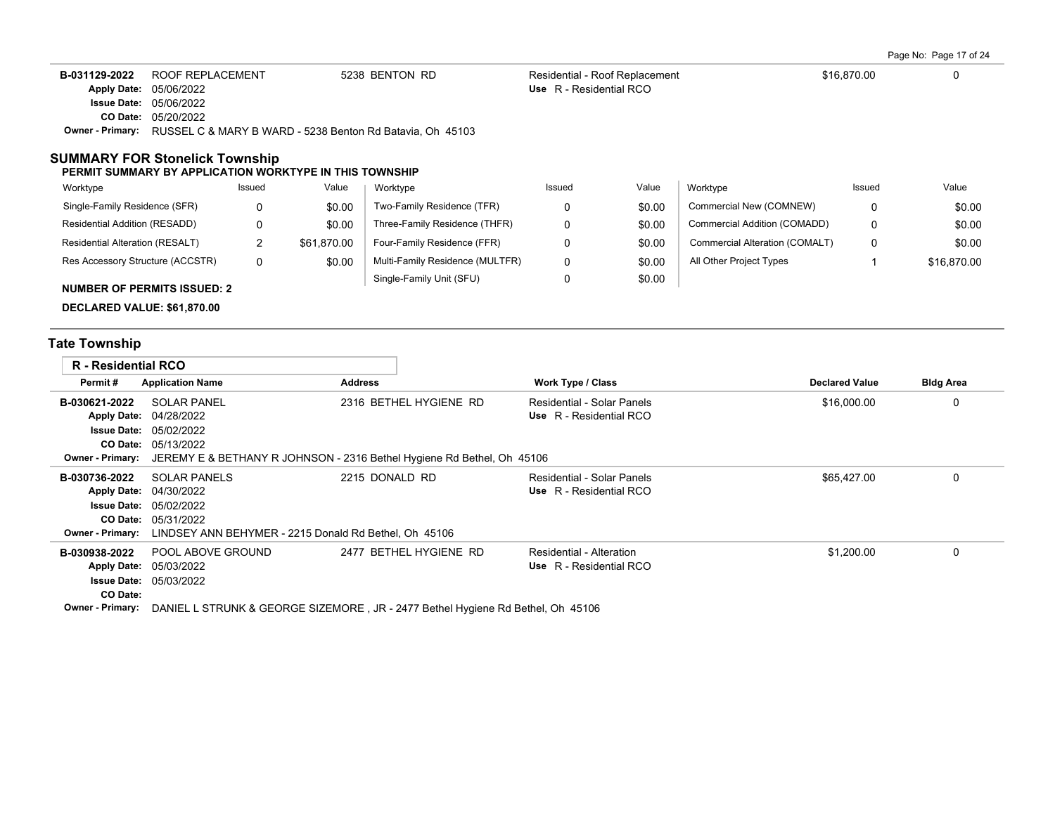| Permit # | Application Name | Address | Work Type / Class | Declared Value | Bldg Area |
|---|---|---|---|---|---|
| B-031129-2022 | ROOF REPLACEMENT | 5238 BENTON RD | Residential - Roof Replacement | $16,870.00 | 0 |
| | Apply Date: 05/06/2022 | | Use R - Residential RCO | | |
| | Issue Date: 05/06/2022 | | | | |
| | CO Date: 05/20/2022 | | | | |
| | Owner - Primary: RUSSEL C & MARY B WARD - 5238 Benton Rd Batavia, Oh 45103 | | | | |

## SUMMARY FOR Stonelick Township

**PERMIT SUMMARY BY APPLICATION WORKTYPE IN THIS TOWNSHIP**

| Worktype | Issued | Value | Worktype | Issued | Value | Worktype | Issued | Value |
|---|---|---|---|---|---|---|---|---|
| Single-Family Residence (SFR) | 0 | $0.00 | Two-Family Residence (TFR) | 0 | $0.00 | Commercial New (COMNEW) | 0 | $0.00 |
| Residential Addition (RESADD) | 0 | $0.00 | Three-Family Residence (THFR) | 0 | $0.00 | Commercial Addition (COMADD) | 0 | $0.00 |
| Residential Alteration (RESALT) | 2 | $61,870.00 | Four-Family Residence (FFR) | 0 | $0.00 | Commercial Alteration (COMALT) | 0 | $0.00 |
| Res Accessory Structure (ACCSTR) | 0 | $0.00 | Multi-Family Residence (MULTFR) | 0 | $0.00 | All Other Project Types | 1 | $16,870.00 |
| | | | Single-Family Unit (SFU) | 0 | $0.00 | | | |

**NUMBER OF PERMITS ISSUED: 2**

**DECLARED VALUE: $61,870.00**

## Tate Township

### R - Residential RCO

| Permit # | Application Name | Address | Work Type / Class | Declared Value | Bldg Area |
|---|---|---|---|---|---|
| B-030621-2022 | SOLAR PANEL | 2316 BETHEL HYGIENE RD | Residential - Solar Panels | $16,000.00 | 0 |
| | Apply Date: 04/28/2022 | | Use R - Residential RCO | | |
| | Issue Date: 05/02/2022 | | | | |
| | CO Date: 05/13/2022 | | | | |
| | Owner - Primary: JEREMY E & BETHANY R JOHNSON - 2316 Bethel Hygiene Rd Bethel, Oh 45106 | | | | |
| B-030736-2022 | SOLAR PANELS | 2215 DONALD RD | Residential - Solar Panels | $65,427.00 | 0 |
| | Apply Date: 04/30/2022 | | Use R - Residential RCO | | |
| | Issue Date: 05/02/2022 | | | | |
| | CO Date: 05/31/2022 | | | | |
| | Owner - Primary: LINDSEY ANN BEHYMER - 2215 Donald Rd Bethel, Oh 45106 | | | | |
| B-030938-2022 | POOL ABOVE GROUND | 2477 BETHEL HYGIENE RD | Residential - Alteration | $1,200.00 | 0 |
| | Apply Date: 05/03/2022 | | Use R - Residential RCO | | |
| | Issue Date: 05/03/2022 | | | | |
| | CO Date: | | | | |
| | Owner - Primary: DANIEL L STRUNK & GEORGE SIZEMORE , JR - 2477 Bethel Hygiene Rd Bethel, Oh 45106 | | | | |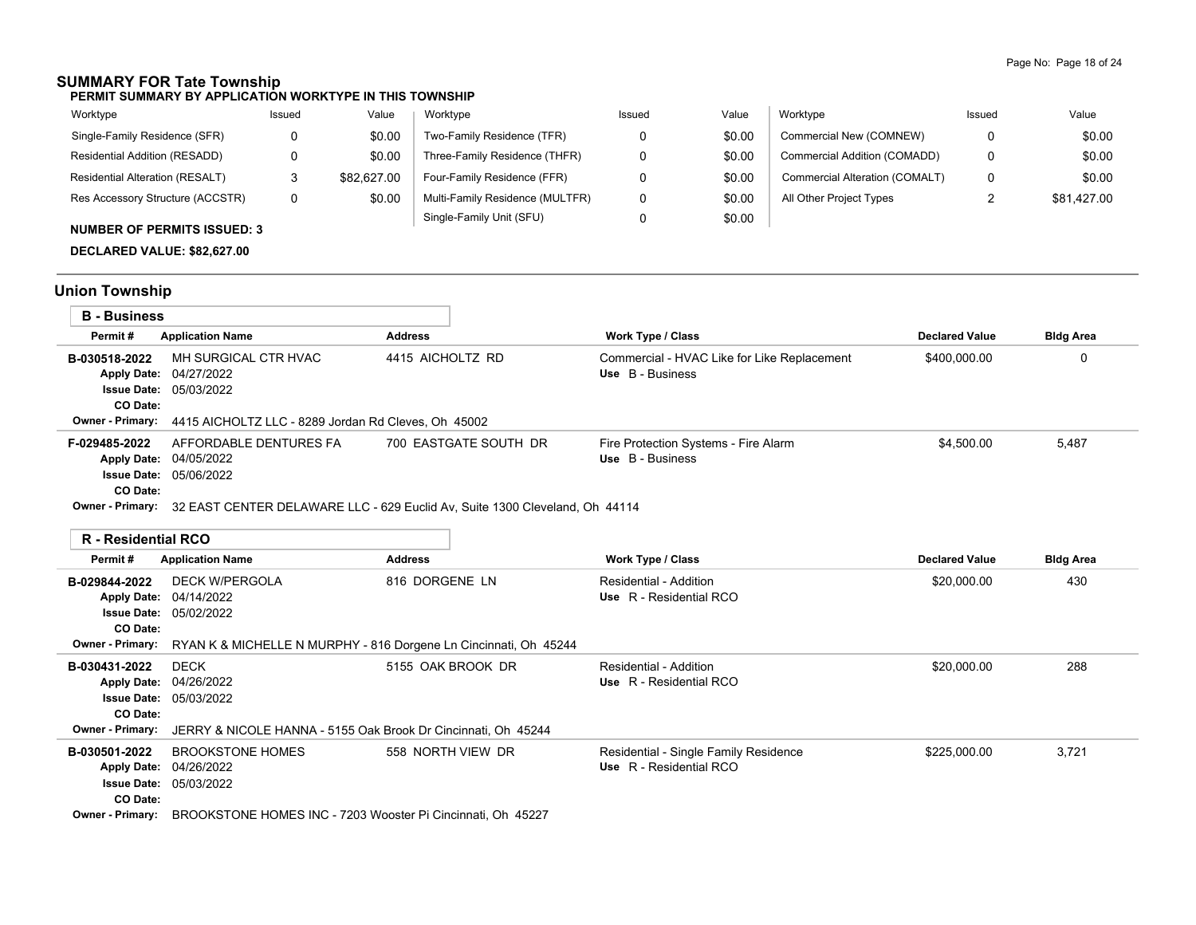## SUMMARY FOR Tate Township

**PERMIT SUMMARY BY APPLICATION WORKTYPE IN THIS TOWNSHIP**

| Worktype | Issued | Value | Worktype | Issued | Value | Worktype | Issued | Value |
|---|---|---|---|---|---|---|---|---|
| Single-Family Residence (SFR) | 0 | $0.00 | Two-Family Residence (TFR) | 0 | $0.00 | Commercial New (COMNEW) | 0 | $0.00 |
| Residential Addition (RESADD) | 0 | $0.00 | Three-Family Residence (THFR) | 0 | $0.00 | Commercial Addition (COMADD) | 0 | $0.00 |
| Residential Alteration (RESALT) | 3 | $82,627.00 | Four-Family Residence (FFR) | 0 | $0.00 | Commercial Alteration (COMALT) | 0 | $0.00 |
| Res Accessory Structure (ACCSTR) | 0 | $0.00 | Multi-Family Residence (MULTFR) | 0 | $0.00 | All Other Project Types | 2 | $81,427.00 |
| | | | Single-Family Unit (SFU) | 0 | $0.00 | | | |

**NUMBER OF PERMITS ISSUED: 3**

**DECLARED VALUE: $82,627.00**

## Union Township

### B - Business

| Permit # | Application Name | Address | Work Type / Class | Declared Value | Bldg Area |
|---|---|---|---|---|---|
| B-030518-2022 | MH SURGICAL CTR HVAC | 4415 AICHOLTZ RD | Commercial - HVAC Like for Like Replacement<br>Use B - Business | $400,000.00 | 0 |
| | Apply Date: 04/27/2022<br>Issue Date: 05/03/2022<br>CO Date: | | | | |
| Owner - Primary: | 4415 AICHOLTZ LLC - 8289 Jordan Rd Cleves, Oh 45002 | | | | |
| F-029485-2022 | AFFORDABLE DENTURES FA | 700 EASTGATE SOUTH DR | Fire Protection Systems - Fire Alarm<br>Use B - Business | $4,500.00 | 5,487 |
| | Apply Date: 04/05/2022<br>Issue Date: 05/06/2022<br>CO Date: | | | | |
| Owner - Primary: | 32 EAST CENTER DELAWARE LLC - 629 Euclid Av, Suite 1300 Cleveland, Oh 44114 | | | | |

### R - Residential RCO

| Permit # | Application Name | Address | Work Type / Class | Declared Value | Bldg Area |
|---|---|---|---|---|---|
| B-029844-2022 | DECK W/PERGOLA | 816 DORGENE LN | Residential - Addition<br>Use R - Residential RCO | $20,000.00 | 430 |
| | Apply Date: 04/14/2022<br>Issue Date: 05/02/2022<br>CO Date: | | | | |
| Owner - Primary: | RYAN K & MICHELLE N MURPHY - 816 Dorgene Ln Cincinnati, Oh 45244 | | | | |
| B-030431-2022 | DECK | 5155 OAK BROOK DR | Residential - Addition<br>Use R - Residential RCO | $20,000.00 | 288 |
| | Apply Date: 04/26/2022<br>Issue Date: 05/03/2022<br>CO Date: | | | | |
| Owner - Primary: | JERRY & NICOLE HANNA - 5155 Oak Brook Dr Cincinnati, Oh 45244 | | | | |
| B-030501-2022 | BROOKSTONE HOMES | 558 NORTH VIEW DR | Residential - Single Family Residence<br>Use R - Residential RCO | $225,000.00 | 3,721 |
| | Apply Date: 04/26/2022<br>Issue Date: 05/03/2022<br>CO Date: | | | | |
| Owner - Primary: | BROOKSTONE HOMES INC - 7203 Wooster Pi Cincinnati, Oh 45227 | | | | |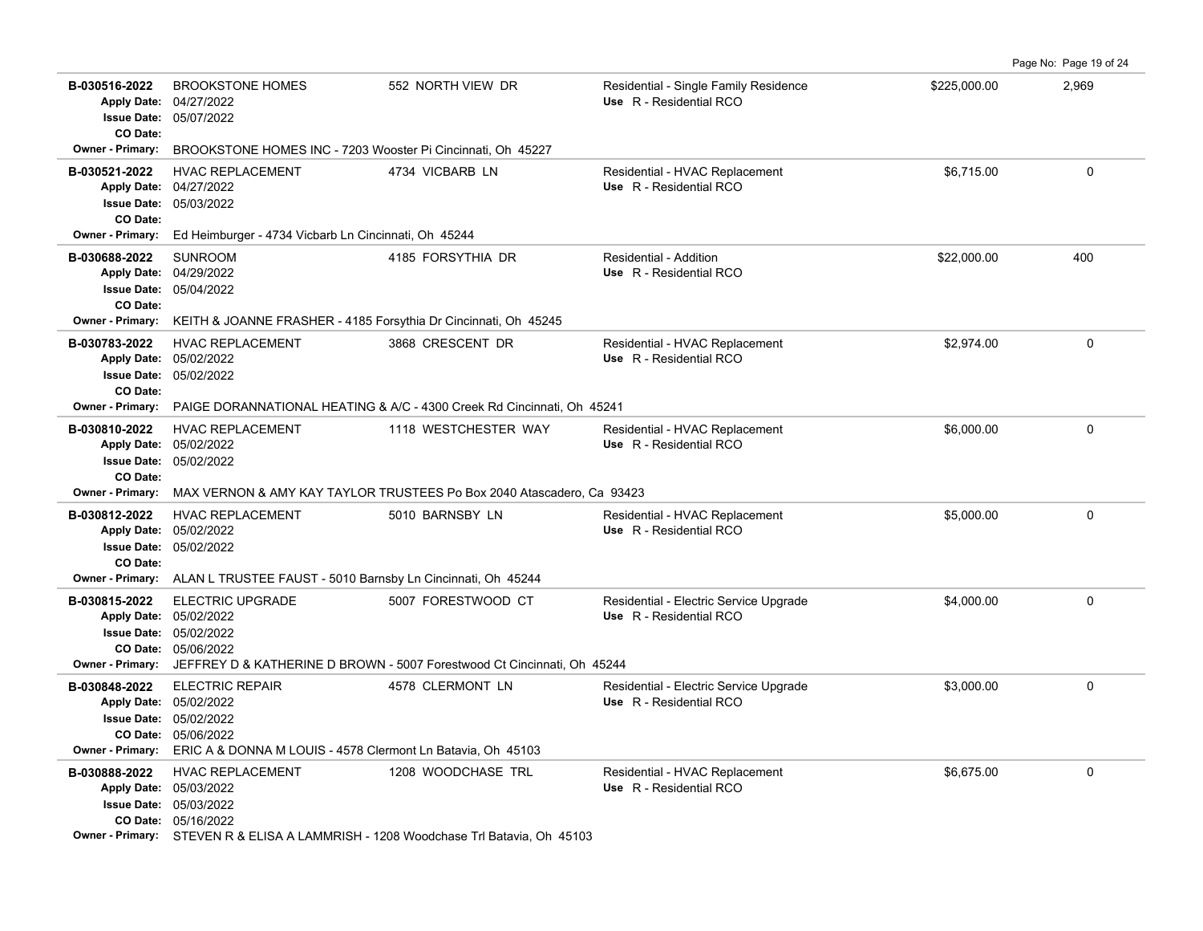| Permit # | Description / Dates | Address | Type / Use | Value | Sq Ft |
|---|---|---|---|---|---|
| B-030516-2022 | BROOKSTONE HOMES<br>Apply Date: 04/27/2022<br>Issue Date: 05/07/2022<br>CO Date: | 552 NORTH VIEW DR | Residential - Single Family Residence<br>Use R - Residential RCO | $225,000.00 | 2,969 |
| Owner - Primary: | BROOKSTONE HOMES INC - 7203 Wooster Pi Cincinnati, Oh 45227 | | | | |
| B-030521-2022 | HVAC REPLACEMENT<br>Apply Date: 04/27/2022<br>Issue Date: 05/03/2022<br>CO Date: | 4734 VICBARB LN | Residential - HVAC Replacement<br>Use R - Residential RCO | $6,715.00 | 0 |
| Owner - Primary: | Ed Heimburger - 4734 Vicbarb Ln Cincinnati, Oh 45244 | | | | |
| B-030688-2022 | SUNROOM<br>Apply Date: 04/29/2022<br>Issue Date: 05/04/2022<br>CO Date: | 4185 FORSYTHIA DR | Residential - Addition<br>Use R - Residential RCO | $22,000.00 | 400 |
| Owner - Primary: | KEITH & JOANNE FRASHER - 4185 Forsythia Dr Cincinnati, Oh 45245 | | | | |
| B-030783-2022 | HVAC REPLACEMENT<br>Apply Date: 05/02/2022<br>Issue Date: 05/02/2022<br>CO Date: | 3868 CRESCENT DR | Residential - HVAC Replacement<br>Use R - Residential RCO | $2,974.00 | 0 |
| Owner - Primary: | PAIGE DORANNATIONAL HEATING & A/C - 4300 Creek Rd Cincinnati, Oh 45241 | | | | |
| B-030810-2022 | HVAC REPLACEMENT<br>Apply Date: 05/02/2022<br>Issue Date: 05/02/2022<br>CO Date: | 1118 WESTCHESTER WAY | Residential - HVAC Replacement<br>Use R - Residential RCO | $6,000.00 | 0 |
| Owner - Primary: | MAX VERNON & AMY KAY TAYLOR TRUSTEES Po Box 2040 Atascadero, Ca 93423 | | | | |
| B-030812-2022 | HVAC REPLACEMENT<br>Apply Date: 05/02/2022<br>Issue Date: 05/02/2022<br>CO Date: | 5010 BARNSBY LN | Residential - HVAC Replacement<br>Use R - Residential RCO | $5,000.00 | 0 |
| Owner - Primary: | ALAN L TRUSTEE FAUST - 5010 Barnsby Ln Cincinnati, Oh 45244 | | | | |
| B-030815-2022 | ELECTRIC UPGRADE<br>Apply Date: 05/02/2022<br>Issue Date: 05/02/2022<br>CO Date: 05/06/2022 | 5007 FORESTWOOD CT | Residential - Electric Service Upgrade<br>Use R - Residential RCO | $4,000.00 | 0 |
| Owner - Primary: | JEFFREY D & KATHERINE D BROWN - 5007 Forestwood Ct Cincinnati, Oh 45244 | | | | |
| B-030848-2022 | ELECTRIC REPAIR<br>Apply Date: 05/02/2022<br>Issue Date: 05/02/2022<br>CO Date: 05/06/2022 | 4578 CLERMONT LN | Residential - Electric Service Upgrade<br>Use R - Residential RCO | $3,000.00 | 0 |
| Owner - Primary: | ERIC A & DONNA M LOUIS - 4578 Clermont Ln Batavia, Oh 45103 | | | | |
| B-030888-2022 | HVAC REPLACEMENT<br>Apply Date: 05/03/2022<br>Issue Date: 05/03/2022<br>CO Date: 05/16/2022 | 1208 WOODCHASE TRL | Residential - HVAC Replacement<br>Use R - Residential RCO | $6,675.00 | 0 |
| Owner - Primary: | STEVEN R & ELISA A LAMMRISH - 1208 Woodchase Trl Batavia, Oh 45103 | | | | |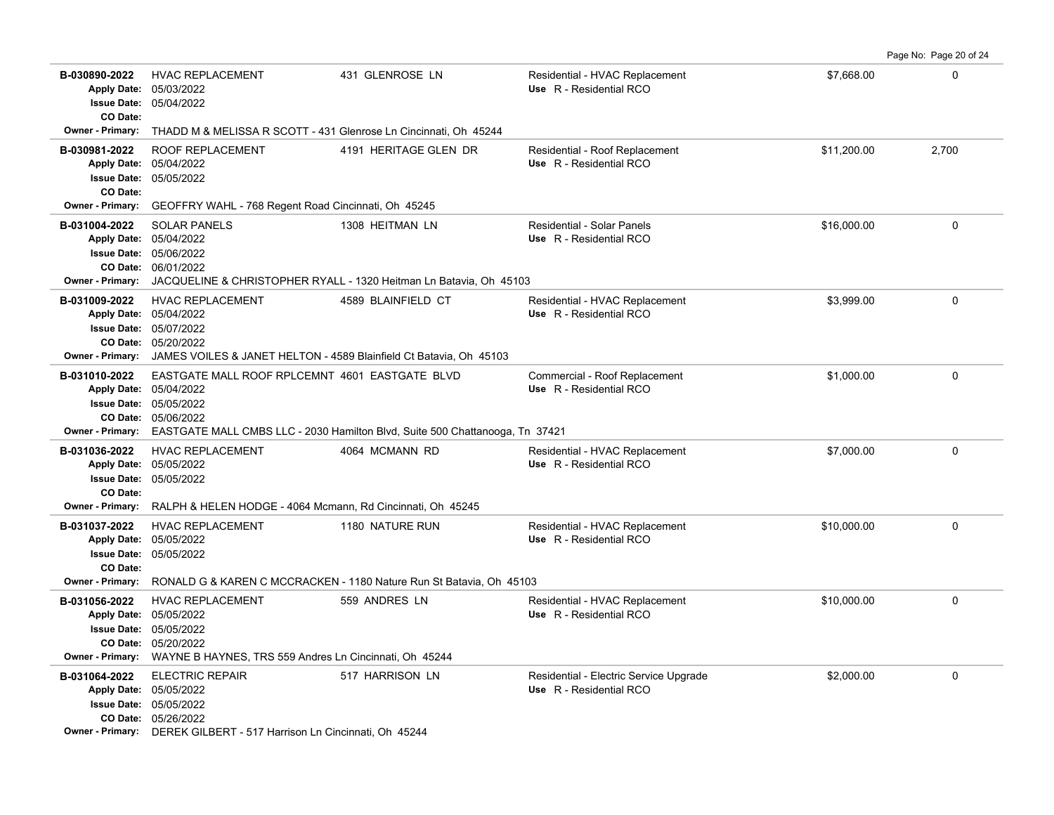| Permit No. | Description | Address | Type / Use | Valuation | Sq Ft |
|---|---|---|---|---|---|
| **B-030890-2022**<br>**Apply Date:** 05/03/2022<br>**Issue Date:** 05/04/2022<br>**CO Date:**<br>**Owner - Primary:** THADD M & MELISSA R SCOTT - 431 Glenrose Ln Cincinnati, Oh 45244 | HVAC REPLACEMENT | 431 GLENROSE LN | Residential - HVAC Replacement<br>**Use** R - Residential RCO | $7,668.00 | 0 |
| **B-030981-2022**<br>**Apply Date:** 05/04/2022<br>**Issue Date:** 05/05/2022<br>**CO Date:**<br>**Owner - Primary:** GEOFFRY WAHL - 768 Regent Road Cincinnati, Oh 45245 | ROOF REPLACEMENT | 4191 HERITAGE GLEN DR | Residential - Roof Replacement<br>**Use** R - Residential RCO | $11,200.00 | 2,700 |
| **B-031004-2022**<br>**Apply Date:** 05/04/2022<br>**Issue Date:** 05/06/2022<br>**CO Date:** 06/01/2022<br>**Owner - Primary:** JACQUELINE & CHRISTOPHER RYALL - 1320 Heitman Ln Batavia, Oh 45103 | SOLAR PANELS | 1308 HEITMAN LN | Residential - Solar Panels<br>**Use** R - Residential RCO | $16,000.00 | 0 |
| **B-031009-2022**<br>**Apply Date:** 05/04/2022<br>**Issue Date:** 05/07/2022<br>**CO Date:** 05/20/2022<br>**Owner - Primary:** JAMES VOILES & JANET HELTON - 4589 Blainfield Ct Batavia, Oh 45103 | HVAC REPLACEMENT | 4589 BLAINFIELD CT | Residential - HVAC Replacement<br>**Use** R - Residential RCO | $3,999.00 | 0 |
| **B-031010-2022**<br>**Apply Date:** 05/04/2022<br>**Issue Date:** 05/05/2022<br>**CO Date:** 05/06/2022<br>**Owner - Primary:** EASTGATE MALL CMBS LLC - 2030 Hamilton Blvd, Suite 500 Chattanooga, Tn 37421 | EASTGATE MALL ROOF RPLCEMNT | 4601 EASTGATE BLVD | Commercial - Roof Replacement<br>**Use** R - Residential RCO | $1,000.00 | 0 |
| **B-031036-2022**<br>**Apply Date:** 05/05/2022<br>**Issue Date:** 05/05/2022<br>**CO Date:**<br>**Owner - Primary:** RALPH & HELEN HODGE - 4064 Mcmann, Rd Cincinnati, Oh 45245 | HVAC REPLACEMENT | 4064 MCMANN RD | Residential - HVAC Replacement<br>**Use** R - Residential RCO | $7,000.00 | 0 |
| **B-031037-2022**<br>**Apply Date:** 05/05/2022<br>**Issue Date:** 05/05/2022<br>**CO Date:**<br>**Owner - Primary:** RONALD G & KAREN C MCCRACKEN - 1180 Nature Run St Batavia, Oh 45103 | HVAC REPLACEMENT | 1180 NATURE RUN | Residential - HVAC Replacement<br>**Use** R - Residential RCO | $10,000.00 | 0 |
| **B-031056-2022**<br>**Apply Date:** 05/05/2022<br>**Issue Date:** 05/05/2022<br>**CO Date:** 05/20/2022<br>**Owner - Primary:** WAYNE B HAYNES, TRS 559 Andres Ln Cincinnati, Oh 45244 | HVAC REPLACEMENT | 559 ANDRES LN | Residential - HVAC Replacement<br>**Use** R - Residential RCO | $10,000.00 | 0 |
| **B-031064-2022**<br>**Apply Date:** 05/05/2022<br>**Issue Date:** 05/05/2022<br>**CO Date:** 05/26/2022<br>**Owner - Primary:** DEREK GILBERT - 517 Harrison Ln Cincinnati, Oh 45244 | ELECTRIC REPAIR | 517 HARRISON LN | Residential - Electric Service Upgrade<br>**Use** R - Residential RCO | $2,000.00 | 0 |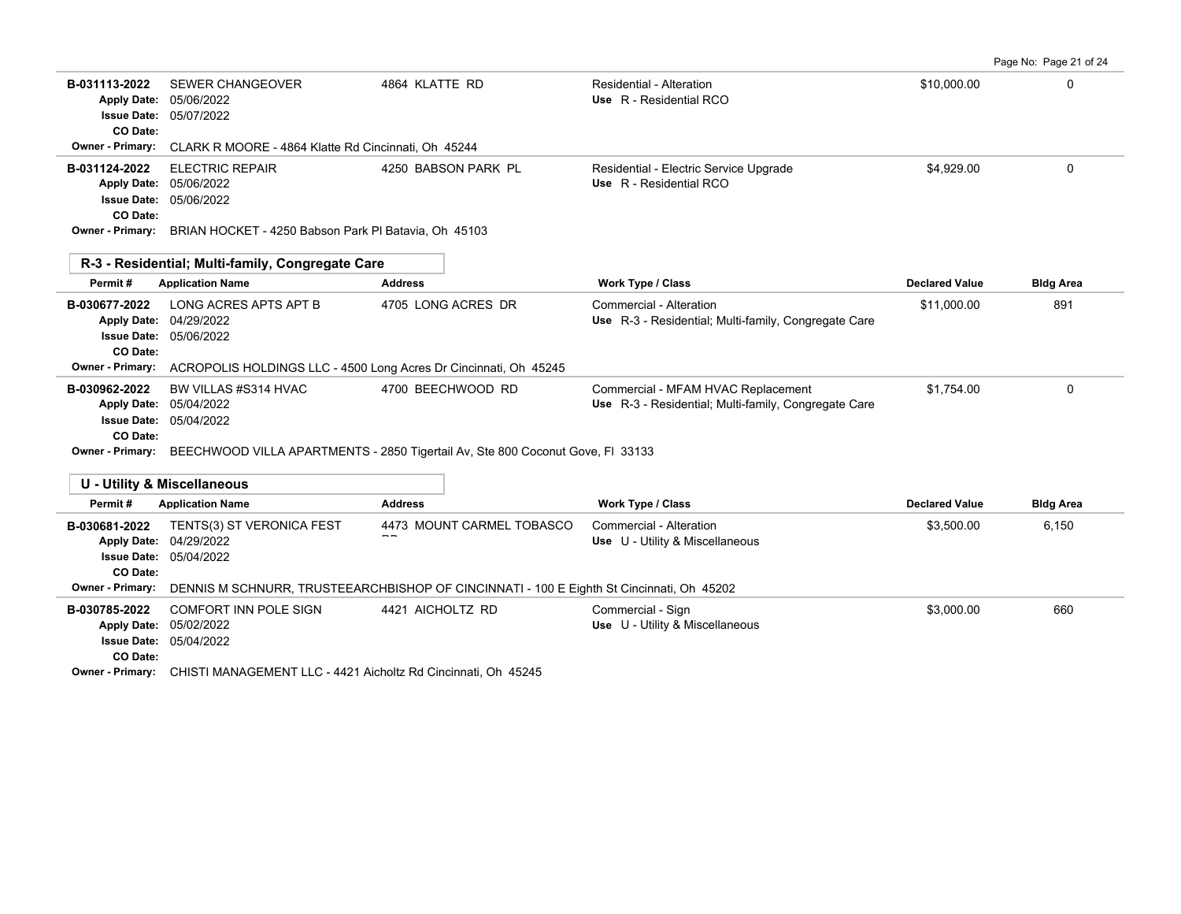| Permit # | Application Name | Address | Work Type / Class | Declared Value | Bldg Area |
|---|---|---|---|---|---|
| B-031113-2022 | SEWER CHANGEOVER | 4864 KLATTE RD | Residential - Alteration | $10,000.00 | 0 |
| Apply Date: | 05/06/2022 | | Use R - Residential RCO | | |
| Issue Date: | 05/07/2022 | | | | |
| CO Date: | | | | | |
| Owner - Primary: | CLARK R MOORE - 4864 Klatte Rd Cincinnati, Oh 45244 | | | | |
| B-031124-2022 | ELECTRIC REPAIR | 4250 BABSON PARK PL | Residential - Electric Service Upgrade | $4,929.00 | 0 |
| Apply Date: | 05/06/2022 | | Use R - Residential RCO | | |
| Issue Date: | 05/06/2022 | | | | |
| CO Date: | | | | | |
| Owner - Primary: | BRIAN HOCKET - 4250 Babson Park Pl Batavia, Oh 45103 | | | | |

## R-3 - Residential; Multi-family, Congregate Care

| Permit # | Application Name | Address | Work Type / Class | Declared Value | Bldg Area |
|---|---|---|---|---|---|
| B-030677-2022 | LONG ACRES APTS APT B | 4705 LONG ACRES DR | Commercial - Alteration | $11,000.00 | 891 |
| Apply Date: | 04/29/2022 | | Use R-3 - Residential; Multi-family, Congregate Care | | |
| Issue Date: | 05/06/2022 | | | | |
| CO Date: | | | | | |
| Owner - Primary: | ACROPOLIS HOLDINGS LLC - 4500 Long Acres Dr Cincinnati, Oh 45245 | | | | |
| B-030962-2022 | BW VILLAS #S314 HVAC | 4700 BEECHWOOD RD | Commercial - MFAM HVAC Replacement | $1,754.00 | 0 |
| Apply Date: | 05/04/2022 | | Use R-3 - Residential; Multi-family, Congregate Care | | |
| Issue Date: | 05/04/2022 | | | | |
| CO Date: | | | | | |
| Owner - Primary: | BEECHWOOD VILLA APARTMENTS - 2850 Tigertail Av, Ste 800 Coconut Gove, Fl 33133 | | | | |

## U - Utility & Miscellaneous

| Permit # | Application Name | Address | Work Type / Class | Declared Value | Bldg Area |
|---|---|---|---|---|---|
| B-030681-2022 | TENTS(3) ST VERONICA FEST | 4473 MOUNT CARMEL TOBASCO RD | Commercial - Alteration | $3,500.00 | 6,150 |
| Apply Date: | 04/29/2022 | | Use U - Utility & Miscellaneous | | |
| Issue Date: | 05/04/2022 | | | | |
| CO Date: | | | | | |
| Owner - Primary: | DENNIS M SCHNURR, TRUSTEEARCHBISHOP OF CINCINNATI - 100 E Eighth St Cincinnati, Oh 45202 | | | | |
| B-030785-2022 | COMFORT INN POLE SIGN | 4421 AICHOLTZ RD | Commercial - Sign | $3,000.00 | 660 |
| Apply Date: | 05/02/2022 | | Use U - Utility & Miscellaneous | | |
| Issue Date: | 05/04/2022 | | | | |
| CO Date: | | | | | |
| Owner - Primary: | CHISTI MANAGEMENT LLC - 4421 Aicholtz Rd Cincinnati, Oh 45245 | | | | |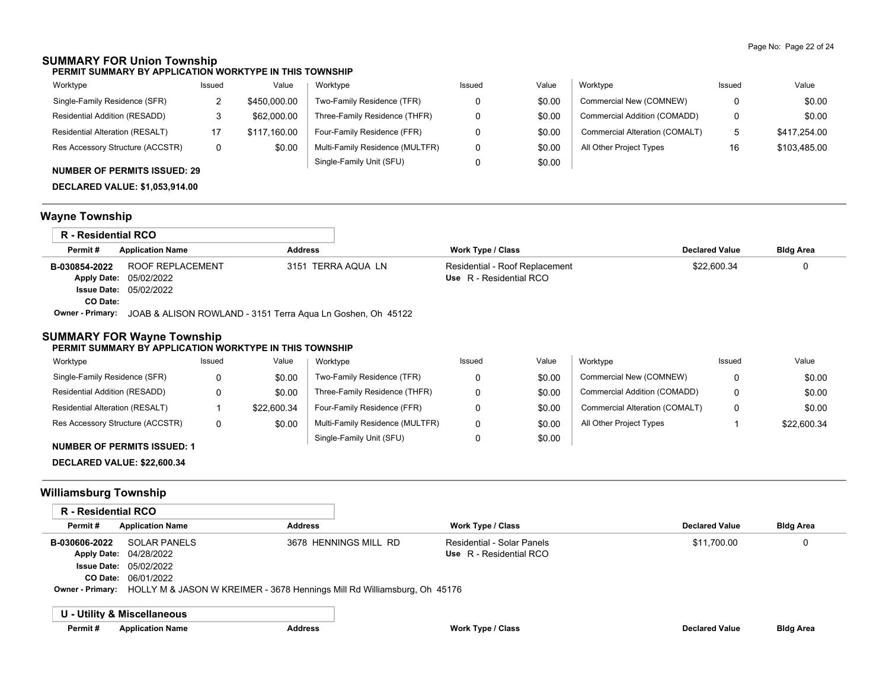## SUMMARY FOR Union Township

**PERMIT SUMMARY BY APPLICATION WORKTYPE IN THIS TOWNSHIP**

| Worktype | Issued | Value | Worktype | Issued | Value | Worktype | Issued | Value |
|---|---|---|---|---|---|---|---|---|
| Single-Family Residence (SFR) | 2 | $450,000.00 | Two-Family Residence (TFR) | 0 | $0.00 | Commercial New (COMNEW) | 0 | $0.00 |
| Residential Addition (RESADD) | 3 | $62,000.00 | Three-Family Residence (THFR) | 0 | $0.00 | Commercial Addition (COMADD) | 0 | $0.00 |
| Residential Alteration (RESALT) | 17 | $117,160.00 | Four-Family Residence (FFR) | 0 | $0.00 | Commercial Alteration (COMALT) | 5 | $417,254.00 |
| Res Accessory Structure (ACCSTR) | 0 | $0.00 | Multi-Family Residence (MULTFR) | 0 | $0.00 | All Other Project Types | 16 | $103,485.00 |
| | | | Single-Family Unit (SFU) | 0 | $0.00 | | | |

**NUMBER OF PERMITS ISSUED: 29**

**DECLARED VALUE: $1,053,914.00**

## Wayne Township

### R - Residential RCO

| Permit # | Application Name | Address | Work Type / Class | Declared Value | Bldg Area |
|---|---|---|---|---|---|
| B-030854-2022 | ROOF REPLACEMENT | 3151 TERRA AQUA LN | Residential - Roof Replacement<br>Use R - Residential RCO | $22,600.34 | 0 |

**Apply Date:** 05/02/2022
**Issue Date:** 05/02/2022
**CO Date:**
**Owner - Primary:** JOAB & ALISON ROWLAND - 3151 Terra Aqua Ln Goshen, Oh 45122

## SUMMARY FOR Wayne Township

**PERMIT SUMMARY BY APPLICATION WORKTYPE IN THIS TOWNSHIP**

| Worktype | Issued | Value | Worktype | Issued | Value | Worktype | Issued | Value |
|---|---|---|---|---|---|---|---|---|
| Single-Family Residence (SFR) | 0 | $0.00 | Two-Family Residence (TFR) | 0 | $0.00 | Commercial New (COMNEW) | 0 | $0.00 |
| Residential Addition (RESADD) | 0 | $0.00 | Three-Family Residence (THFR) | 0 | $0.00 | Commercial Addition (COMADD) | 0 | $0.00 |
| Residential Alteration (RESALT) | 1 | $22,600.34 | Four-Family Residence (FFR) | 0 | $0.00 | Commercial Alteration (COMALT) | 0 | $0.00 |
| Res Accessory Structure (ACCSTR) | 0 | $0.00 | Multi-Family Residence (MULTFR) | 0 | $0.00 | All Other Project Types | 1 | $22,600.34 |
| | | | Single-Family Unit (SFU) | 0 | $0.00 | | | |

**NUMBER OF PERMITS ISSUED: 1**

**DECLARED VALUE: $22,600.34**

## Williamsburg Township

### R - Residential RCO

| Permit # | Application Name | Address | Work Type / Class | Declared Value | Bldg Area |
|---|---|---|---|---|---|
| B-030606-2022 | SOLAR PANELS | 3678 HENNINGS MILL RD | Residential - Solar Panels<br>Use R - Residential RCO | $11,700.00 | 0 |

**Apply Date:** 04/28/2022
**Issue Date:** 05/02/2022
**CO Date:** 06/01/2022
**Owner - Primary:** HOLLY M & JASON W KREIMER - 3678 Hennings Mill Rd Williamsburg, Oh 45176

### U - Utility & Miscellaneous

| Permit # | Application Name | Address | Work Type / Class | Declared Value | Bldg Area |
|---|---|---|---|---|---|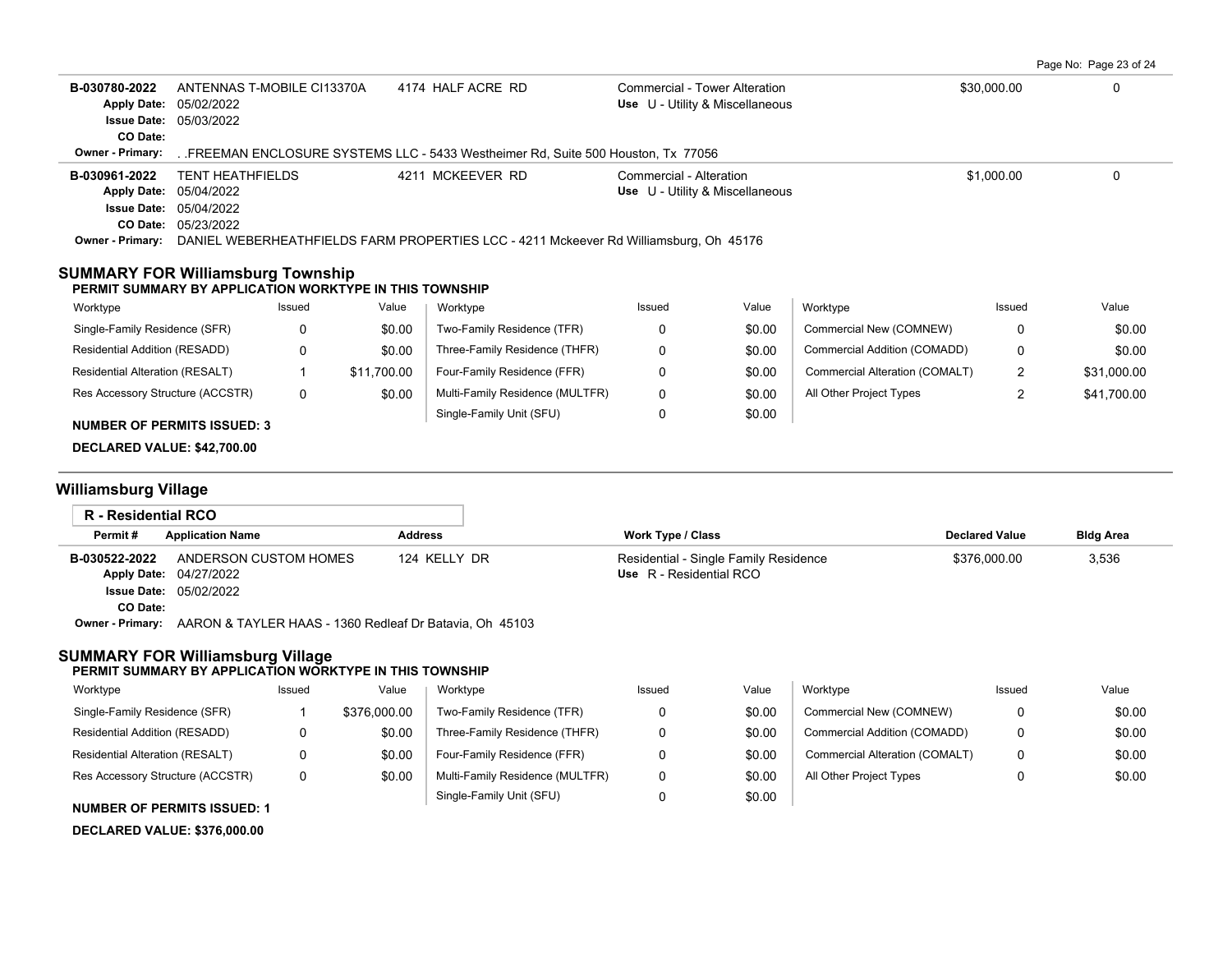| Permit # | Application Name | Address | Work Type / Class | Declared Value | Bldg Area |
|---|---|---|---|---|---|
| B-030780-2022 | ANTENNAS T-MOBILE CI13370A | 4174 HALF ACRE RD | Commercial - Tower Alteration<br>Use U - Utility & Miscellaneous | $30,000.00 | 0 |
| Apply Date: 05/02/2022<br>Issue Date: 05/03/2022<br>CO Date: | | | | | |
| Owner - Primary: . .FREEMAN ENCLOSURE SYSTEMS LLC - 5433 Westheimer Rd, Suite 500 Houston, Tx 77056 | | | | | |
| B-030961-2022 | TENT HEATHFIELDS | 4211 MCKEEVER RD | Commercial - Alteration<br>Use U - Utility & Miscellaneous | $1,000.00 | 0 |
| Apply Date: 05/04/2022<br>Issue Date: 05/04/2022<br>CO Date: 05/23/2022 | | | | | |
| Owner - Primary: DANIEL WEBERHEATHFIELDS FARM PROPERTIES LCC - 4211 Mckeever Rd Williamsburg, Oh 45176 | | | | | |

### SUMMARY FOR Williamsburg Township

**PERMIT SUMMARY BY APPLICATION WORKTYPE IN THIS TOWNSHIP**

| Worktype | Issued | Value | Worktype | Issued | Value | Worktype | Issued | Value |
|---|---|---|---|---|---|---|---|---|
| Single-Family Residence (SFR) | 0 | $0.00 | Two-Family Residence (TFR) | 0 | $0.00 | Commercial New (COMNEW) | 0 | $0.00 |
| Residential Addition (RESADD) | 0 | $0.00 | Three-Family Residence (THFR) | 0 | $0.00 | Commercial Addition (COMADD) | 0 | $0.00 |
| Residential Alteration (RESALT) | 1 | $11,700.00 | Four-Family Residence (FFR) | 0 | $0.00 | Commercial Alteration (COMALT) | 2 | $31,000.00 |
| Res Accessory Structure (ACCSTR) | 0 | $0.00 | Multi-Family Residence (MULTFR) | 0 | $0.00 | All Other Project Types | 2 | $41,700.00 |
| | | | Single-Family Unit (SFU) | 0 | $0.00 | | | |

**NUMBER OF PERMITS ISSUED: 3**

**DECLARED VALUE: $42,700.00**

## Williamsburg Village

### R - Residential RCO

| Permit # | Application Name | Address | Work Type / Class | Declared Value | Bldg Area |
|---|---|---|---|---|---|
| B-030522-2022 | ANDERSON CUSTOM HOMES | 124 KELLY DR | Residential - Single Family Residence<br>Use R - Residential RCO | $376,000.00 | 3,536 |
| Apply Date: 04/27/2022<br>Issue Date: 05/02/2022<br>CO Date: | | | | | |
| Owner - Primary: AARON & TAYLER HAAS - 1360 Redleaf Dr Batavia, Oh 45103 | | | | | |

### SUMMARY FOR Williamsburg Village

**PERMIT SUMMARY BY APPLICATION WORKTYPE IN THIS TOWNSHIP**

| Worktype | Issued | Value | Worktype | Issued | Value | Worktype | Issued | Value |
|---|---|---|---|---|---|---|---|---|
| Single-Family Residence (SFR) | 1 | $376,000.00 | Two-Family Residence (TFR) | 0 | $0.00 | Commercial New (COMNEW) | 0 | $0.00 |
| Residential Addition (RESADD) | 0 | $0.00 | Three-Family Residence (THFR) | 0 | $0.00 | Commercial Addition (COMADD) | 0 | $0.00 |
| Residential Alteration (RESALT) | 0 | $0.00 | Four-Family Residence (FFR) | 0 | $0.00 | Commercial Alteration (COMALT) | 0 | $0.00 |
| Res Accessory Structure (ACCSTR) | 0 | $0.00 | Multi-Family Residence (MULTFR) | 0 | $0.00 | All Other Project Types | 0 | $0.00 |
| | | | Single-Family Unit (SFU) | 0 | $0.00 | | | |

**NUMBER OF PERMITS ISSUED: 1**

**DECLARED VALUE: $376,000.00**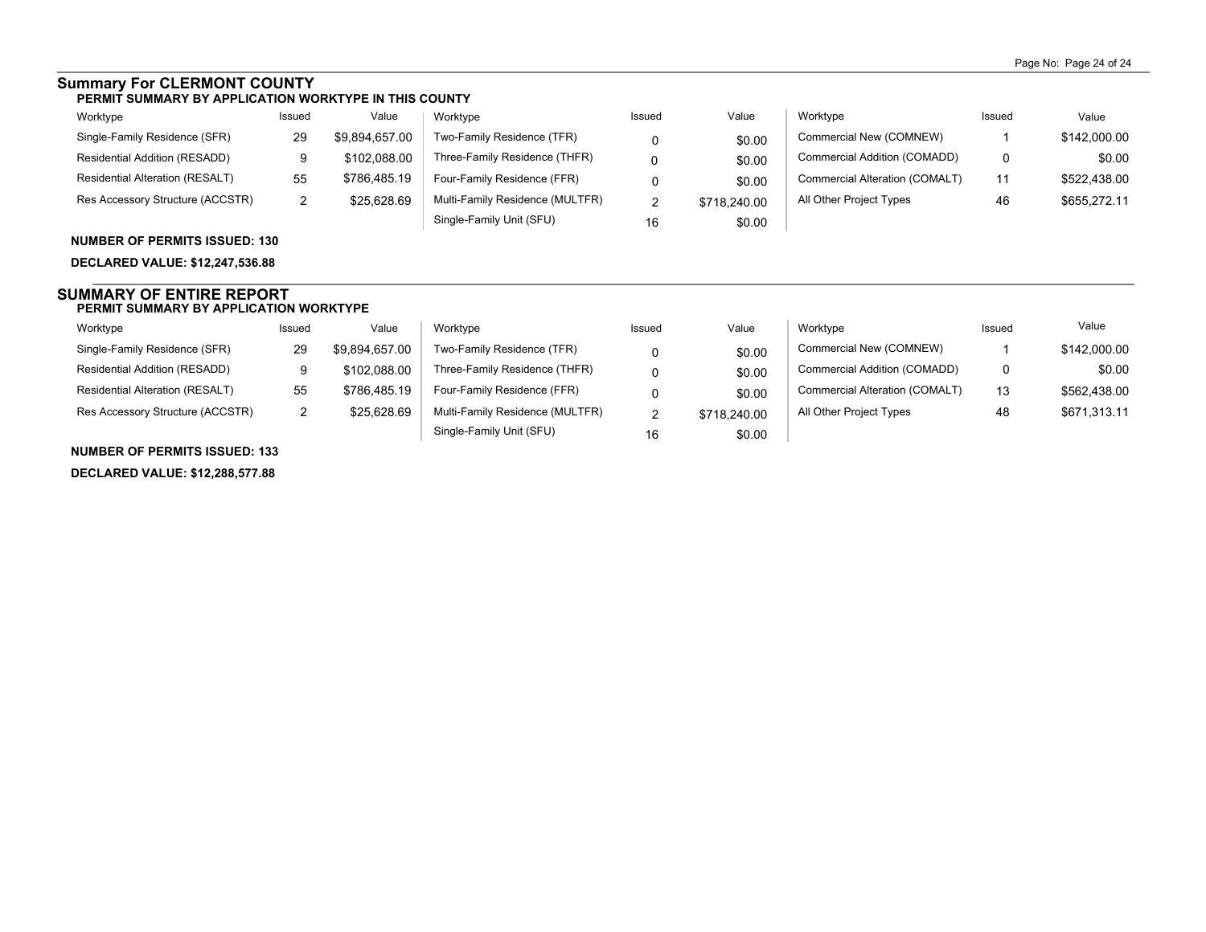## Summary For CLERMONT COUNTY

### PERMIT SUMMARY BY APPLICATION WORKTYPE IN THIS COUNTY

| Worktype | Issued | Value | Worktype | Issued | Value | Worktype | Issued | Value |
|---|---|---|---|---|---|---|---|---|
| Single-Family Residence (SFR) | 29 | $9,894,657.00 | Two-Family Residence (TFR) | 0 | $0.00 | Commercial New (COMNEW) | 1 | $142,000.00 |
| Residential Addition (RESADD) | 9 | $102,088.00 | Three-Family Residence (THFR) | 0 | $0.00 | Commercial Addition (COMADD) | 0 | $0.00 |
| Residential Alteration (RESALT) | 55 | $786,485.19 | Four-Family Residence (FFR) | 0 | $0.00 | Commercial Alteration (COMALT) | 11 | $522,438.00 |
| Res Accessory Structure (ACCSTR) | 2 | $25,628.69 | Multi-Family Residence (MULTFR) | 2 | $718,240.00 | All Other Project Types | 46 | $655,272.11 |
| | | | Single-Family Unit (SFU) | 16 | $0.00 | | | |

**NUMBER OF PERMITS ISSUED: 130**

**DECLARED VALUE: $12,247,536.88**

## SUMMARY OF ENTIRE REPORT

### PERMIT SUMMARY BY APPLICATION WORKTYPE

| Worktype | Issued | Value | Worktype | Issued | Value | Worktype | Issued | Value |
|---|---|---|---|---|---|---|---|---|
| Single-Family Residence (SFR) | 29 | $9,894,657.00 | Two-Family Residence (TFR) | 0 | $0.00 | Commercial New (COMNEW) | 1 | $142,000.00 |
| Residential Addition (RESADD) | 9 | $102,088.00 | Three-Family Residence (THFR) | 0 | $0.00 | Commercial Addition (COMADD) | 0 | $0.00 |
| Residential Alteration (RESALT) | 55 | $786,485.19 | Four-Family Residence (FFR) | 0 | $0.00 | Commercial Alteration (COMALT) | 13 | $562,438.00 |
| Res Accessory Structure (ACCSTR) | 2 | $25,628.69 | Multi-Family Residence (MULTFR) | 2 | $718,240.00 | All Other Project Types | 48 | $671,313.11 |
| | | | Single-Family Unit (SFU) | 16 | $0.00 | | | |

**NUMBER OF PERMITS ISSUED: 133**

**DECLARED VALUE: $12,288,577.88**